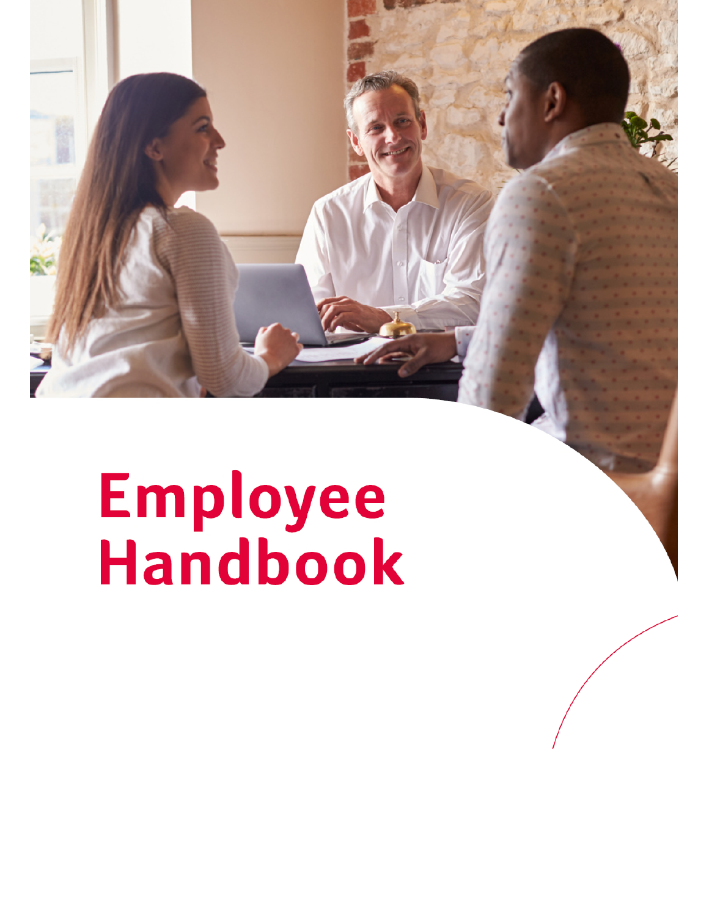# Employee Handbook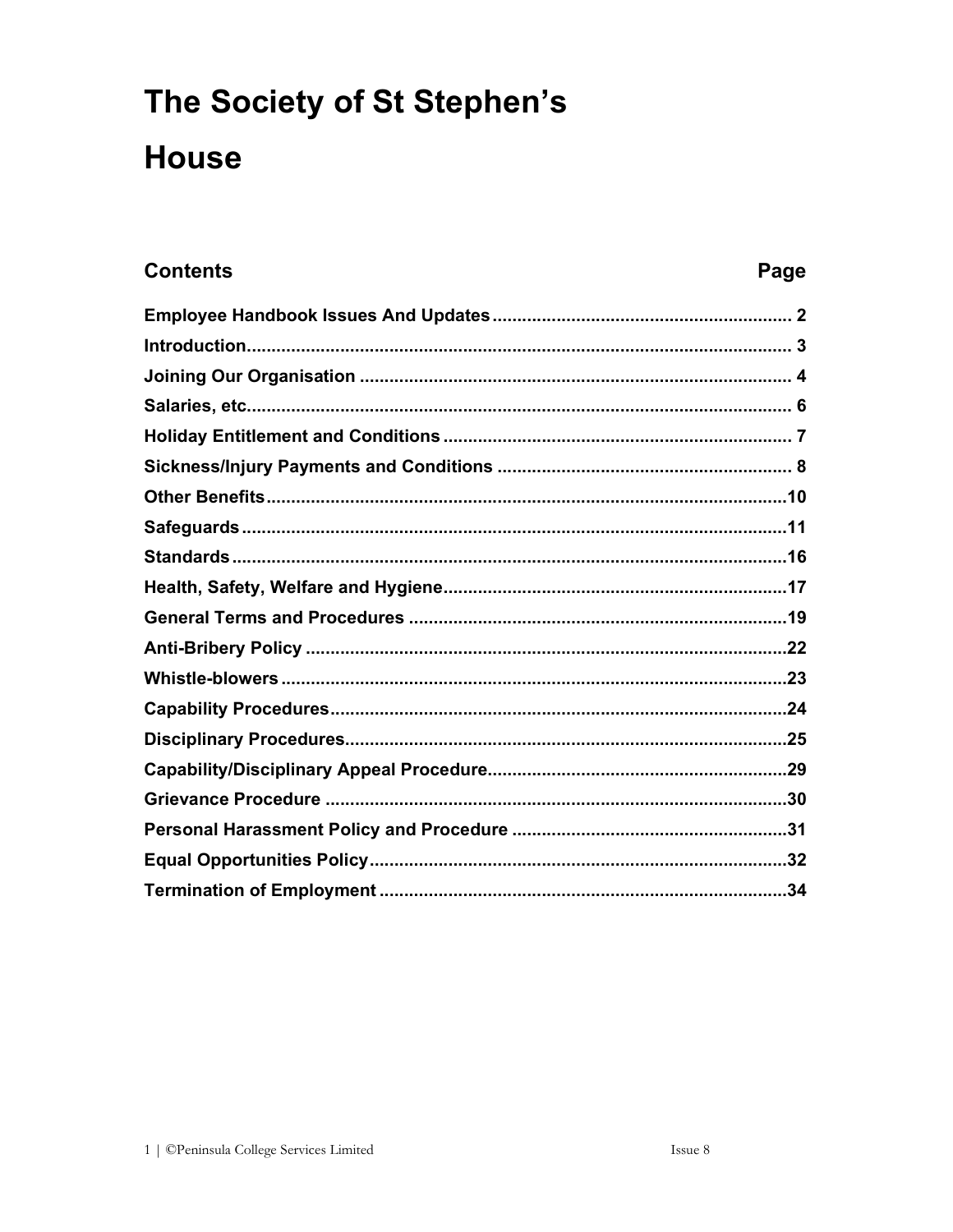# The Society of St Stephen's House

## Contents

| Contents | Page |
|---|---|
| Employee Handbook Issues And Updates | 2 |
| Introduction | 3 |
| Joining Our Organisation | 4 |
| Salaries, etc. | 6 |
| Holiday Entitlement and Conditions | 7 |
| Sickness/Injury Payments and Conditions | 8 |
| Other Benefits | 10 |
| Safeguards | 11 |
| Standards | 16 |
| Health, Safety, Welfare and Hygiene | 17 |
| General Terms and Procedures | 19 |
| Anti-Bribery Policy | 22 |
| Whistle-blowers | 23 |
| Capability Procedures | 24 |
| Disciplinary Procedures | 25 |
| Capability/Disciplinary Appeal Procedure | 29 |
| Grievance Procedure | 30 |
| Personal Harassment Policy and Procedure | 31 |
| Equal Opportunities Policy | 32 |
| Termination of Employment | 34 |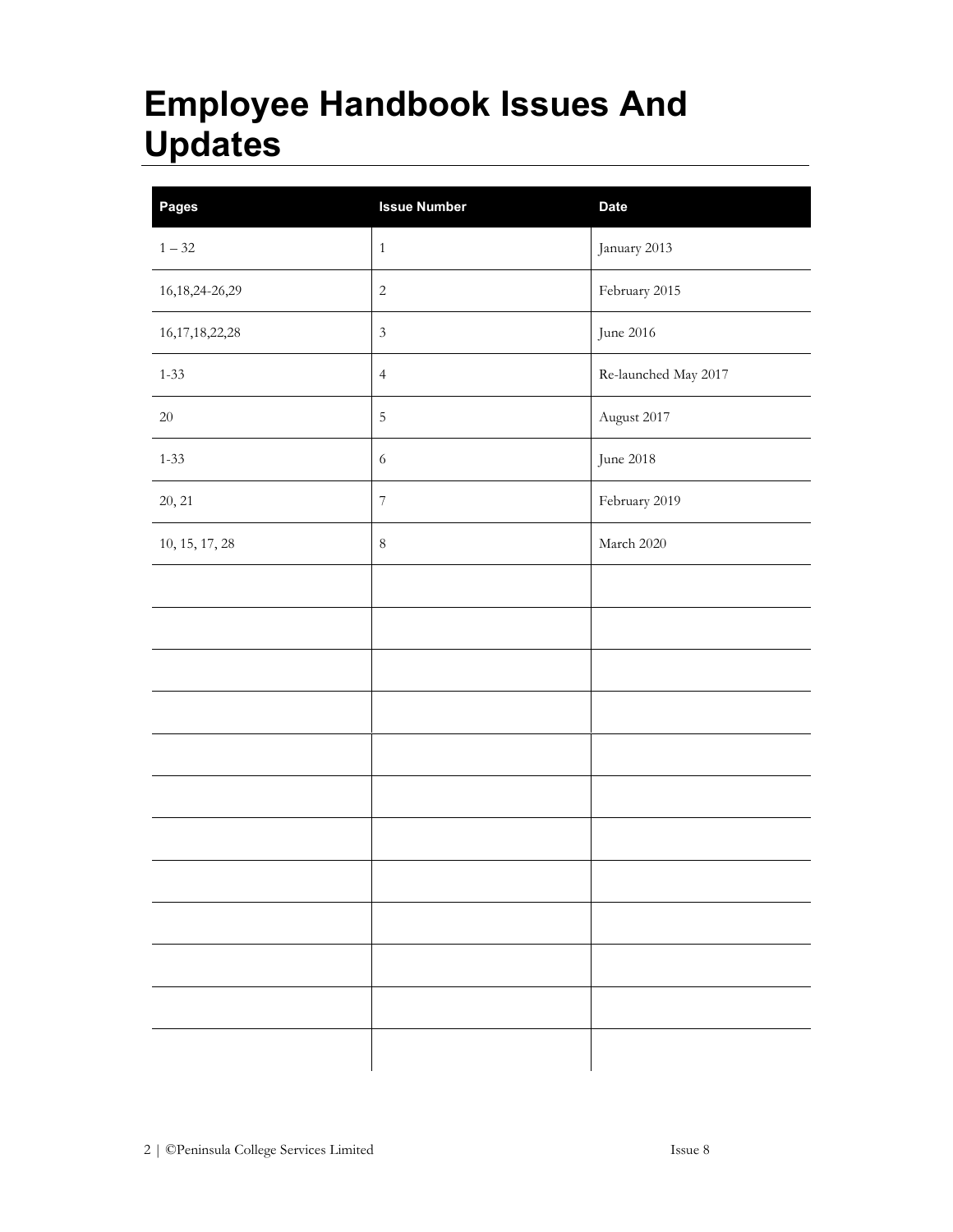# Employee Handbook Issues And Updates

| Pages | Issue Number | Date |
|---|---|---|
| 1 – 32 | 1 | January 2013 |
| 16,18,24-26,29 | 2 | February 2015 |
| 16,17,18,22,28 | 3 | June 2016 |
| 1-33 | 4 | Re-launched May 2017 |
| 20 | 5 | August 2017 |
| 1-33 | 6 | June 2018 |
| 20, 21 | 7 | February 2019 |
| 10, 15, 17, 28 | 8 | March 2020 |
| | | |
| | | |
| | | |
| | | |
| | | |
| | | |
| | | |
| | | |
| | | |
| | | |
| | | |
| | | |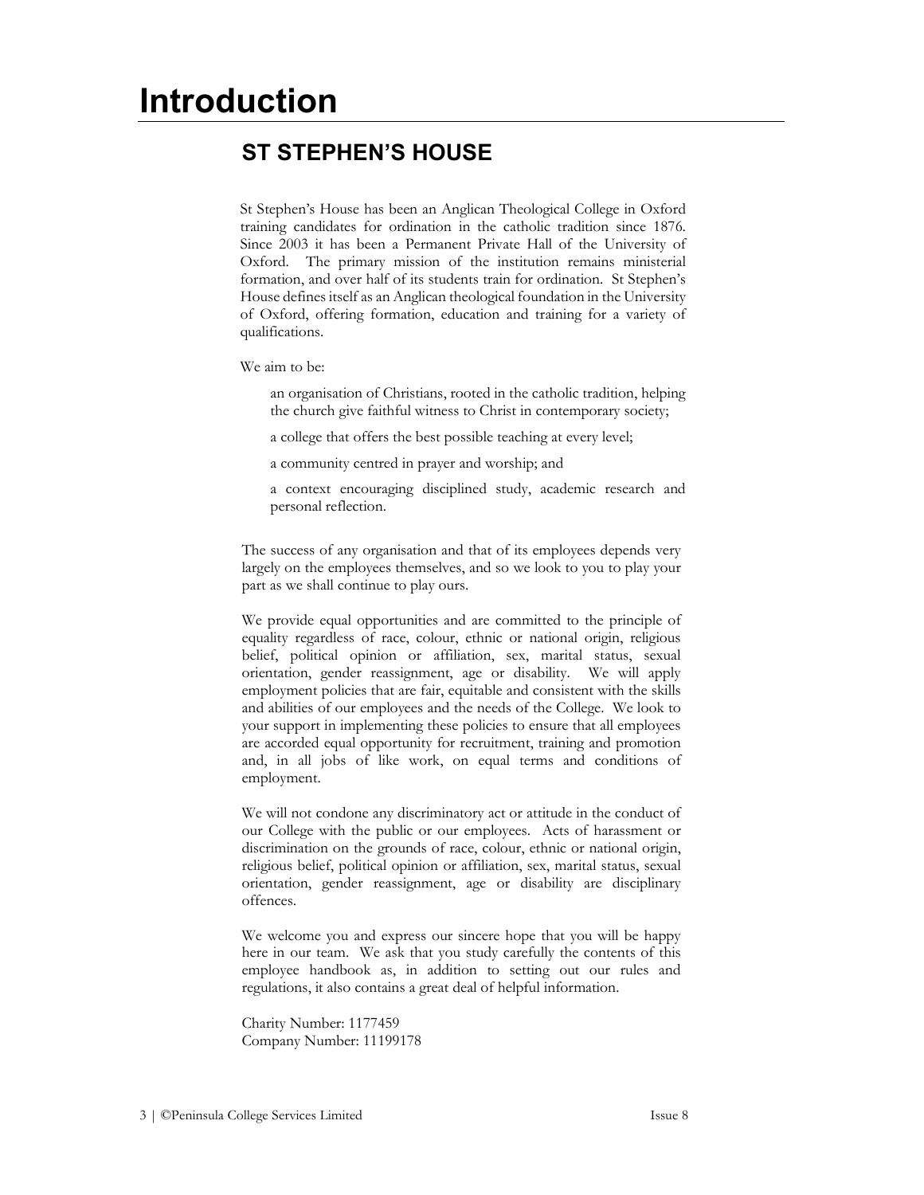# Introduction

## ST STEPHEN'S HOUSE

St Stephen's House has been an Anglican Theological College in Oxford training candidates for ordination in the catholic tradition since 1876. Since 2003 it has been a Permanent Private Hall of the University of Oxford. The primary mission of the institution remains ministerial formation, and over half of its students train for ordination. St Stephen's House defines itself as an Anglican theological foundation in the University of Oxford, offering formation, education and training for a variety of qualifications.

We aim to be:

- an organisation of Christians, rooted in the catholic tradition, helping the church give faithful witness to Christ in contemporary society;
- a college that offers the best possible teaching at every level;
- a community centred in prayer and worship; and
- a context encouraging disciplined study, academic research and personal reflection.

The success of any organisation and that of its employees depends very largely on the employees themselves, and so we look to you to play your part as we shall continue to play ours.

We provide equal opportunities and are committed to the principle of equality regardless of race, colour, ethnic or national origin, religious belief, political opinion or affiliation, sex, marital status, sexual orientation, gender reassignment, age or disability. We will apply employment policies that are fair, equitable and consistent with the skills and abilities of our employees and the needs of the College. We look to your support in implementing these policies to ensure that all employees are accorded equal opportunity for recruitment, training and promotion and, in all jobs of like work, on equal terms and conditions of employment.

We will not condone any discriminatory act or attitude in the conduct of our College with the public or our employees. Acts of harassment or discrimination on the grounds of race, colour, ethnic or national origin, religious belief, political opinion or affiliation, sex, marital status, sexual orientation, gender reassignment, age or disability are disciplinary offences.

We welcome you and express our sincere hope that you will be happy here in our team. We ask that you study carefully the contents of this employee handbook as, in addition to setting out our rules and regulations, it also contains a great deal of helpful information.

Charity Number: 1177459
Company Number: 11199178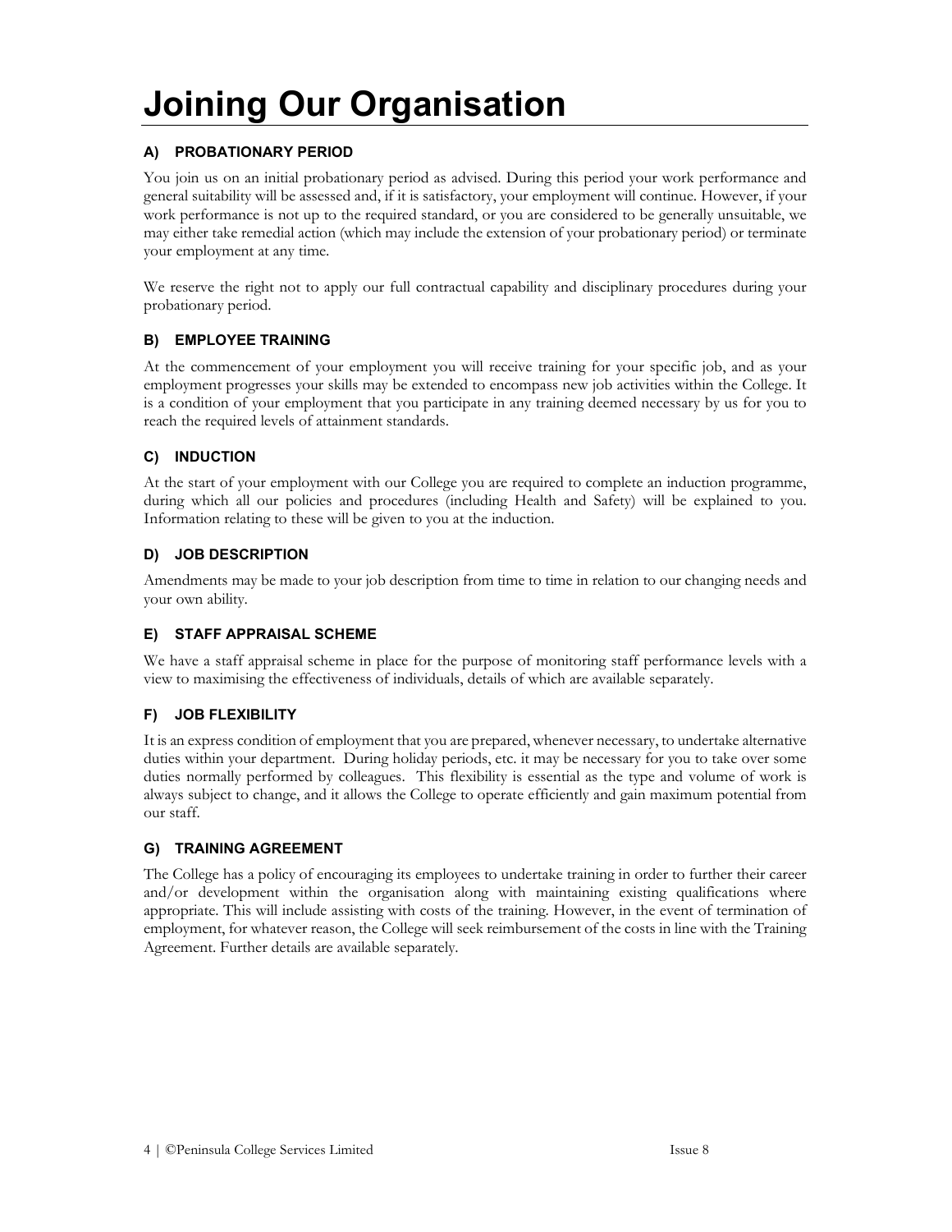# Joining Our Organisation

### A) PROBATIONARY PERIOD

You join us on an initial probationary period as advised. During this period your work performance and general suitability will be assessed and, if it is satisfactory, your employment will continue. However, if your work performance is not up to the required standard, or you are considered to be generally unsuitable, we may either take remedial action (which may include the extension of your probationary period) or terminate your employment at any time.

We reserve the right not to apply our full contractual capability and disciplinary procedures during your probationary period.

### B) EMPLOYEE TRAINING

At the commencement of your employment you will receive training for your specific job, and as your employment progresses your skills may be extended to encompass new job activities within the College. It is a condition of your employment that you participate in any training deemed necessary by us for you to reach the required levels of attainment standards.

### C) INDUCTION

At the start of your employment with our College you are required to complete an induction programme, during which all our policies and procedures (including Health and Safety) will be explained to you. Information relating to these will be given to you at the induction.

### D) JOB DESCRIPTION

Amendments may be made to your job description from time to time in relation to our changing needs and your own ability.

### E) STAFF APPRAISAL SCHEME

We have a staff appraisal scheme in place for the purpose of monitoring staff performance levels with a view to maximising the effectiveness of individuals, details of which are available separately.

### F) JOB FLEXIBILITY

It is an express condition of employment that you are prepared, whenever necessary, to undertake alternative duties within your department. During holiday periods, etc. it may be necessary for you to take over some duties normally performed by colleagues. This flexibility is essential as the type and volume of work is always subject to change, and it allows the College to operate efficiently and gain maximum potential from our staff.

### G) TRAINING AGREEMENT

The College has a policy of encouraging its employees to undertake training in order to further their career and/or development within the organisation along with maintaining existing qualifications where appropriate. This will include assisting with costs of the training. However, in the event of termination of employment, for whatever reason, the College will seek reimbursement of the costs in line with the Training Agreement. Further details are available separately.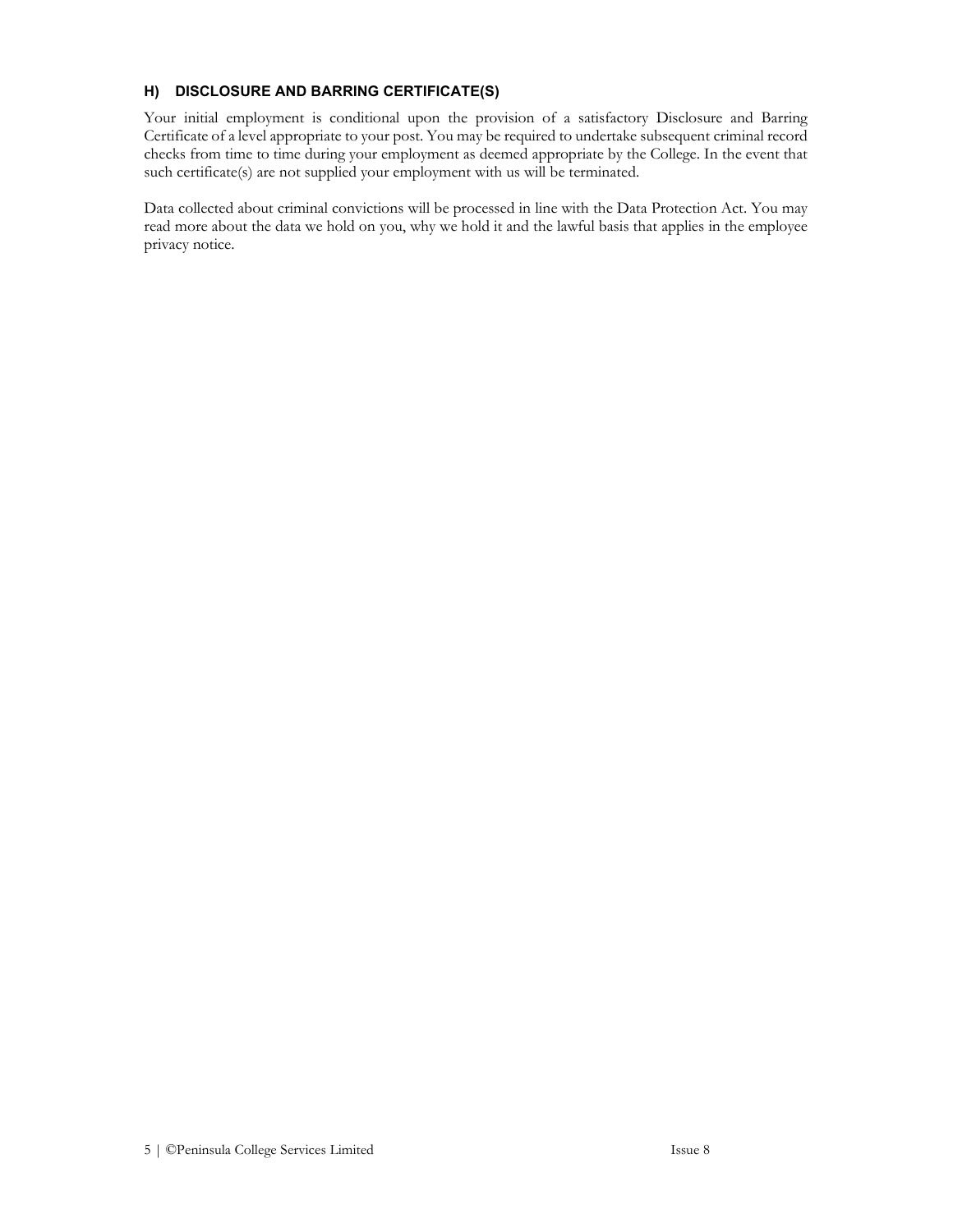### H) DISCLOSURE AND BARRING CERTIFICATE(S)

Your initial employment is conditional upon the provision of a satisfactory Disclosure and Barring Certificate of a level appropriate to your post. You may be required to undertake subsequent criminal record checks from time to time during your employment as deemed appropriate by the College. In the event that such certificate(s) are not supplied your employment with us will be terminated.

Data collected about criminal convictions will be processed in line with the Data Protection Act. You may read more about the data we hold on you, why we hold it and the lawful basis that applies in the employee privacy notice.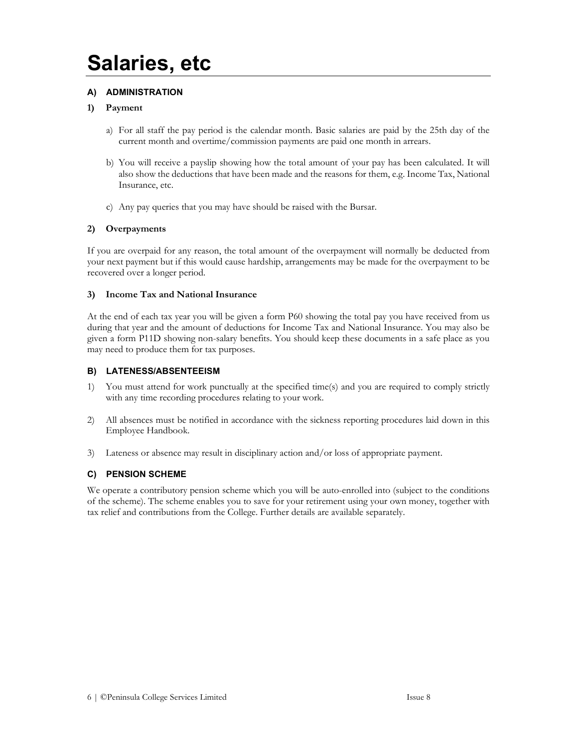# Salaries, etc

## A) ADMINISTRATION

### 1) Payment

a) For all staff the pay period is the calendar month. Basic salaries are paid by the 25th day of the current month and overtime/commission payments are paid one month in arrears.

b) You will receive a payslip showing how the total amount of your pay has been calculated. It will also show the deductions that have been made and the reasons for them, e.g. Income Tax, National Insurance, etc.

c) Any pay queries that you may have should be raised with the Bursar.

### 2) Overpayments

If you are overpaid for any reason, the total amount of the overpayment will normally be deducted from your next payment but if this would cause hardship, arrangements may be made for the overpayment to be recovered over a longer period.

### 3) Income Tax and National Insurance

At the end of each tax year you will be given a form P60 showing the total pay you have received from us during that year and the amount of deductions for Income Tax and National Insurance. You may also be given a form P11D showing non-salary benefits. You should keep these documents in a safe place as you may need to produce them for tax purposes.

## B) LATENESS/ABSENTEEISM

1) You must attend for work punctually at the specified time(s) and you are required to comply strictly with any time recording procedures relating to your work.

2) All absences must be notified in accordance with the sickness reporting procedures laid down in this Employee Handbook.

3) Lateness or absence may result in disciplinary action and/or loss of appropriate payment.

## C) PENSION SCHEME

We operate a contributory pension scheme which you will be auto-enrolled into (subject to the conditions of the scheme). The scheme enables you to save for your retirement using your own money, together with tax relief and contributions from the College. Further details are available separately.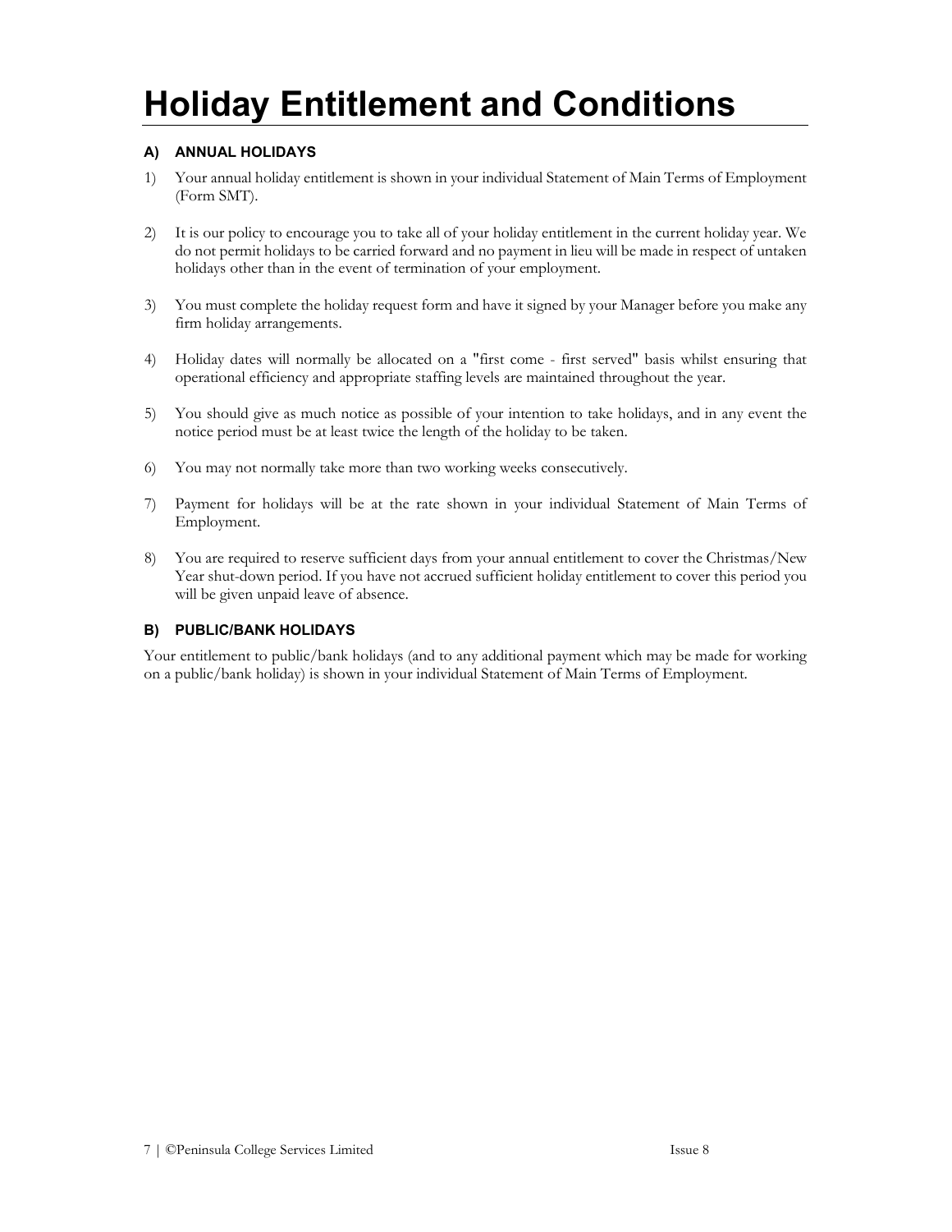# Holiday Entitlement and Conditions

### A) ANNUAL HOLIDAYS

1) Your annual holiday entitlement is shown in your individual Statement of Main Terms of Employment (Form SMT).

2) It is our policy to encourage you to take all of your holiday entitlement in the current holiday year. We do not permit holidays to be carried forward and no payment in lieu will be made in respect of untaken holidays other than in the event of termination of your employment.

3) You must complete the holiday request form and have it signed by your Manager before you make any firm holiday arrangements.

4) Holiday dates will normally be allocated on a "first come - first served" basis whilst ensuring that operational efficiency and appropriate staffing levels are maintained throughout the year.

5) You should give as much notice as possible of your intention to take holidays, and in any event the notice period must be at least twice the length of the holiday to be taken.

6) You may not normally take more than two working weeks consecutively.

7) Payment for holidays will be at the rate shown in your individual Statement of Main Terms of Employment.

8) You are required to reserve sufficient days from your annual entitlement to cover the Christmas/New Year shut-down period. If you have not accrued sufficient holiday entitlement to cover this period you will be given unpaid leave of absence.

### B) PUBLIC/BANK HOLIDAYS

Your entitlement to public/bank holidays (and to any additional payment which may be made for working on a public/bank holiday) is shown in your individual Statement of Main Terms of Employment.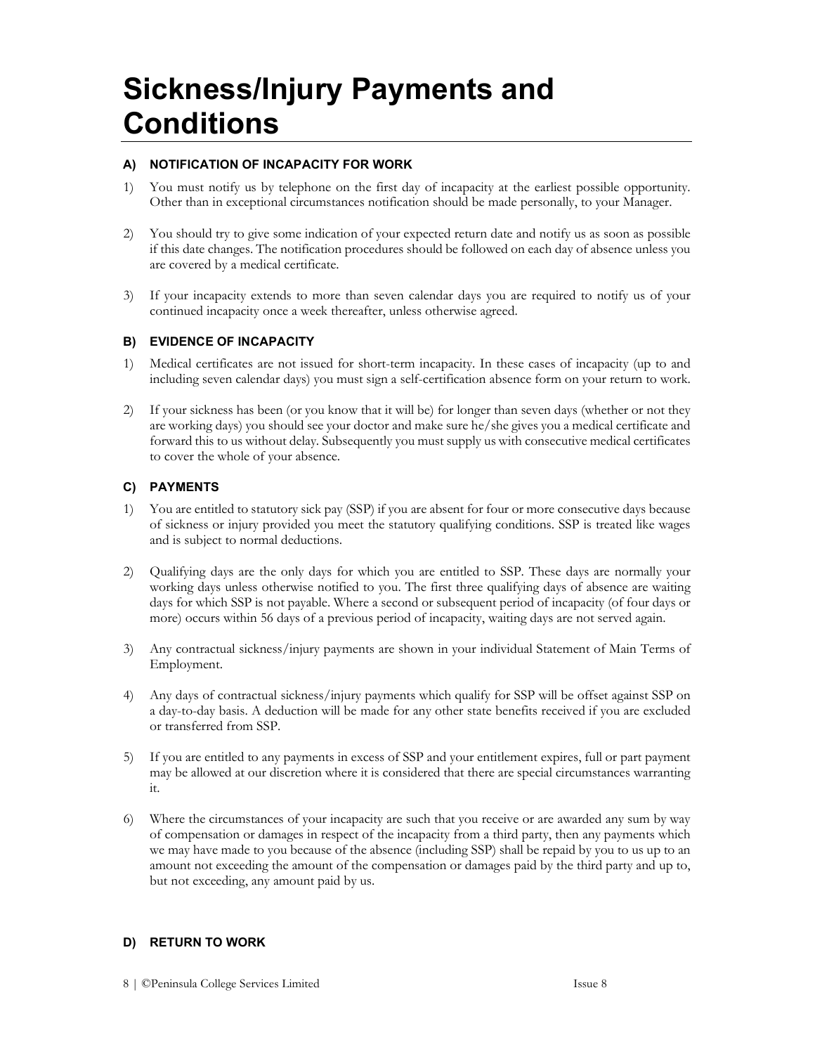# Sickness/Injury Payments and Conditions

### A) NOTIFICATION OF INCAPACITY FOR WORK

1) You must notify us by telephone on the first day of incapacity at the earliest possible opportunity. Other than in exceptional circumstances notification should be made personally, to your Manager.

2) You should try to give some indication of your expected return date and notify us as soon as possible if this date changes. The notification procedures should be followed on each day of absence unless you are covered by a medical certificate.

3) If your incapacity extends to more than seven calendar days you are required to notify us of your continued incapacity once a week thereafter, unless otherwise agreed.

### B) EVIDENCE OF INCAPACITY

1) Medical certificates are not issued for short-term incapacity. In these cases of incapacity (up to and including seven calendar days) you must sign a self-certification absence form on your return to work.

2) If your sickness has been (or you know that it will be) for longer than seven days (whether or not they are working days) you should see your doctor and make sure he/she gives you a medical certificate and forward this to us without delay. Subsequently you must supply us with consecutive medical certificates to cover the whole of your absence.

### C) PAYMENTS

1) You are entitled to statutory sick pay (SSP) if you are absent for four or more consecutive days because of sickness or injury provided you meet the statutory qualifying conditions. SSP is treated like wages and is subject to normal deductions.

2) Qualifying days are the only days for which you are entitled to SSP. These days are normally your working days unless otherwise notified to you. The first three qualifying days of absence are waiting days for which SSP is not payable. Where a second or subsequent period of incapacity (of four days or more) occurs within 56 days of a previous period of incapacity, waiting days are not served again.

3) Any contractual sickness/injury payments are shown in your individual Statement of Main Terms of Employment.

4) Any days of contractual sickness/injury payments which qualify for SSP will be offset against SSP on a day-to-day basis. A deduction will be made for any other state benefits received if you are excluded or transferred from SSP.

5) If you are entitled to any payments in excess of SSP and your entitlement expires, full or part payment may be allowed at our discretion where it is considered that there are special circumstances warranting it.

6) Where the circumstances of your incapacity are such that you receive or are awarded any sum by way of compensation or damages in respect of the incapacity from a third party, then any payments which we may have made to you because of the absence (including SSP) shall be repaid by you to us up to an amount not exceeding the amount of the compensation or damages paid by the third party and up to, but not exceeding, any amount paid by us.

### D) RETURN TO WORK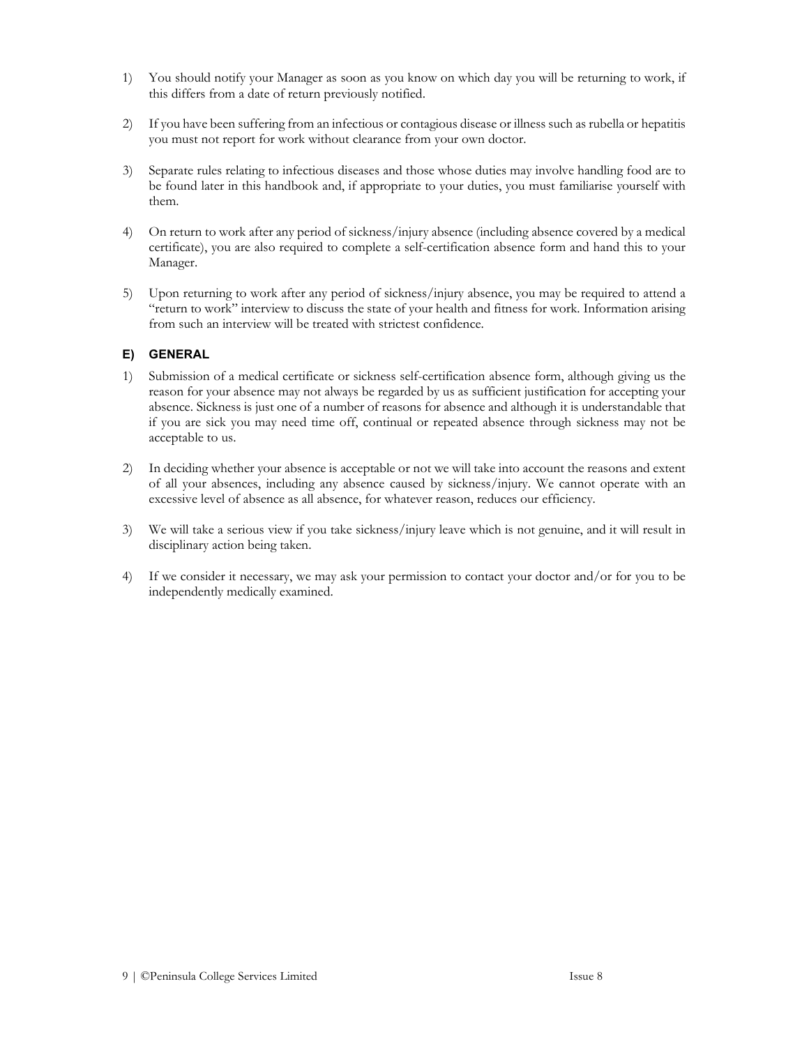1) You should notify your Manager as soon as you know on which day you will be returning to work, if this differs from a date of return previously notified.

2) If you have been suffering from an infectious or contagious disease or illness such as rubella or hepatitis you must not report for work without clearance from your own doctor.

3) Separate rules relating to infectious diseases and those whose duties may involve handling food are to be found later in this handbook and, if appropriate to your duties, you must familiarise yourself with them.

4) On return to work after any period of sickness/injury absence (including absence covered by a medical certificate), you are also required to complete a self-certification absence form and hand this to your Manager.

5) Upon returning to work after any period of sickness/injury absence, you may be required to attend a "return to work" interview to discuss the state of your health and fitness for work. Information arising from such an interview will be treated with strictest confidence.

### E) GENERAL

1) Submission of a medical certificate or sickness self-certification absence form, although giving us the reason for your absence may not always be regarded by us as sufficient justification for accepting your absence. Sickness is just one of a number of reasons for absence and although it is understandable that if you are sick you may need time off, continual or repeated absence through sickness may not be acceptable to us.

2) In deciding whether your absence is acceptable or not we will take into account the reasons and extent of all your absences, including any absence caused by sickness/injury. We cannot operate with an excessive level of absence as all absence, for whatever reason, reduces our efficiency.

3) We will take a serious view if you take sickness/injury leave which is not genuine, and it will result in disciplinary action being taken.

4) If we consider it necessary, we may ask your permission to contact your doctor and/or for you to be independently medically examined.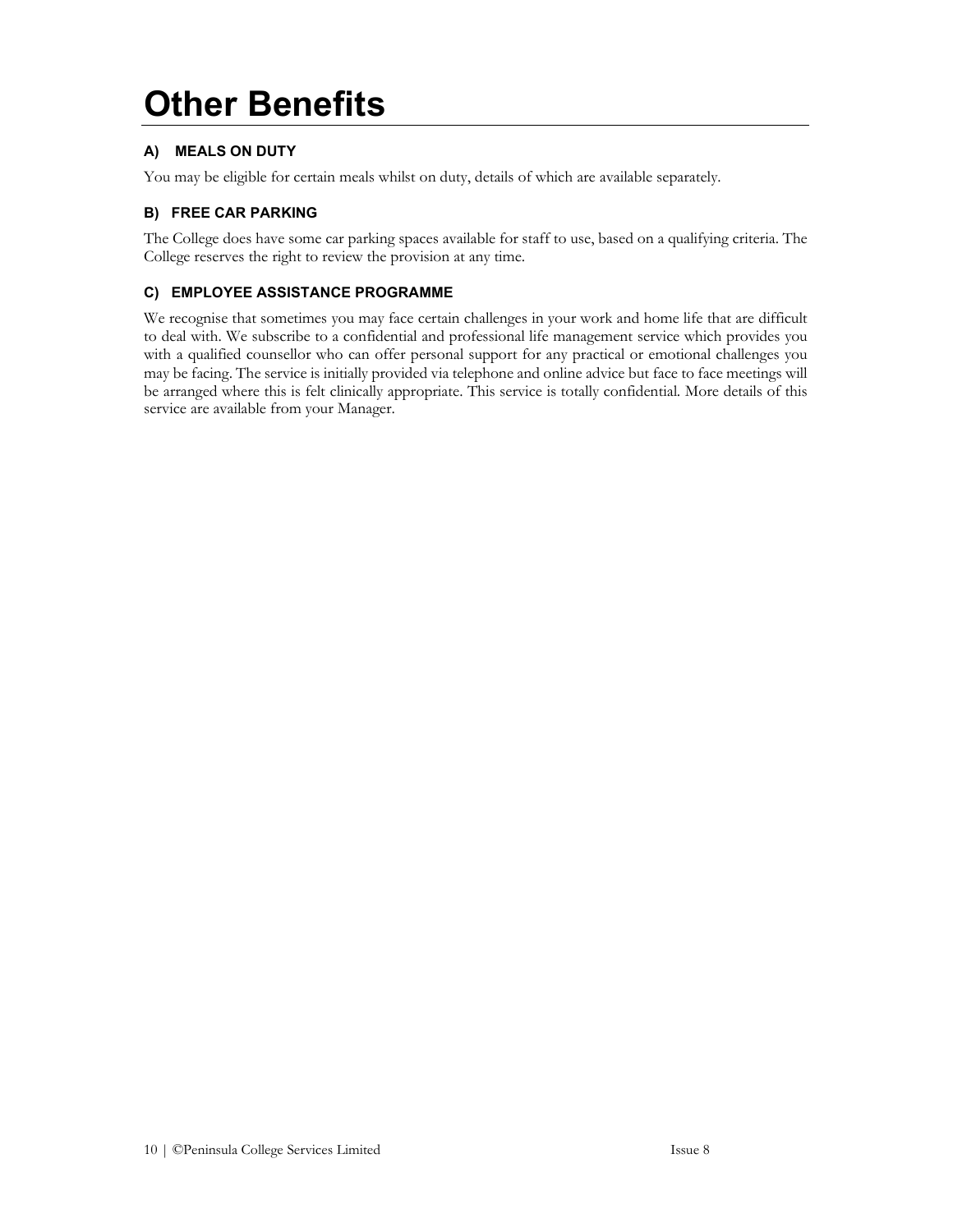# Other Benefits

### A) MEALS ON DUTY

You may be eligible for certain meals whilst on duty, details of which are available separately.

### B) FREE CAR PARKING

The College does have some car parking spaces available for staff to use, based on a qualifying criteria. The College reserves the right to review the provision at any time.

### C) EMPLOYEE ASSISTANCE PROGRAMME

We recognise that sometimes you may face certain challenges in your work and home life that are difficult to deal with. We subscribe to a confidential and professional life management service which provides you with a qualified counsellor who can offer personal support for any practical or emotional challenges you may be facing. The service is initially provided via telephone and online advice but face to face meetings will be arranged where this is felt clinically appropriate. This service is totally confidential. More details of this service are available from your Manager.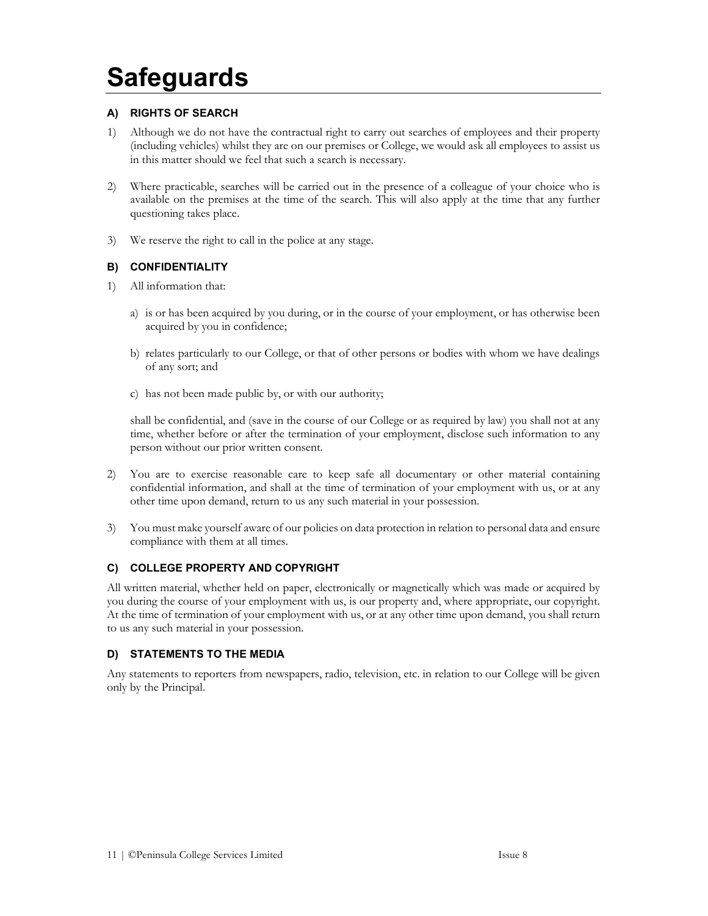# Safeguards

### A) RIGHTS OF SEARCH

1) Although we do not have the contractual right to carry out searches of employees and their property (including vehicles) whilst they are on our premises or College, we would ask all employees to assist us in this matter should we feel that such a search is necessary.

2) Where practicable, searches will be carried out in the presence of a colleague of your choice who is available on the premises at the time of the search. This will also apply at the time that any further questioning takes place.

3) We reserve the right to call in the police at any stage.

### B) CONFIDENTIALITY

1) All information that:

   a) is or has been acquired by you during, or in the course of your employment, or has otherwise been acquired by you in confidence;

   b) relates particularly to our College, or that of other persons or bodies with whom we have dealings of any sort; and

   c) has not been made public by, or with our authority;

   shall be confidential, and (save in the course of our College or as required by law) you shall not at any time, whether before or after the termination of your employment, disclose such information to any person without our prior written consent.

2) You are to exercise reasonable care to keep safe all documentary or other material containing confidential information, and shall at the time of termination of your employment with us, or at any other time upon demand, return to us any such material in your possession.

3) You must make yourself aware of our policies on data protection in relation to personal data and ensure compliance with them at all times.

### C) COLLEGE PROPERTY AND COPYRIGHT

All written material, whether held on paper, electronically or magnetically which was made or acquired by you during the course of your employment with us, is our property and, where appropriate, our copyright. At the time of termination of your employment with us, or at any other time upon demand, you shall return to us any such material in your possession.

### D) STATEMENTS TO THE MEDIA

Any statements to reporters from newspapers, radio, television, etc. in relation to our College will be given only by the Principal.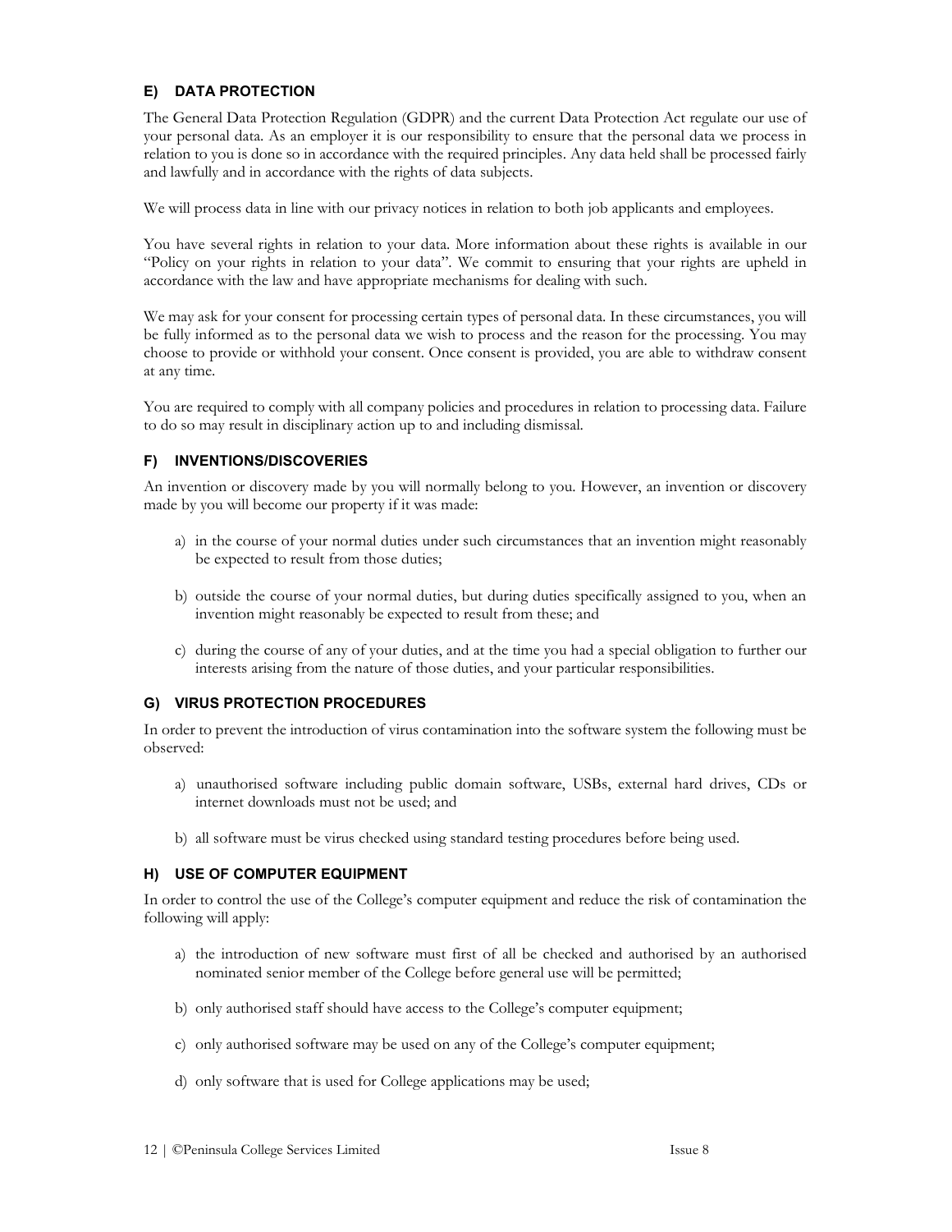## E) DATA PROTECTION

The General Data Protection Regulation (GDPR) and the current Data Protection Act regulate our use of your personal data. As an employer it is our responsibility to ensure that the personal data we process in relation to you is done so in accordance with the required principles. Any data held shall be processed fairly and lawfully and in accordance with the rights of data subjects.

We will process data in line with our privacy notices in relation to both job applicants and employees.

You have several rights in relation to your data. More information about these rights is available in our "Policy on your rights in relation to your data". We commit to ensuring that your rights are upheld in accordance with the law and have appropriate mechanisms for dealing with such.

We may ask for your consent for processing certain types of personal data. In these circumstances, you will be fully informed as to the personal data we wish to process and the reason for the processing. You may choose to provide or withhold your consent. Once consent is provided, you are able to withdraw consent at any time.

You are required to comply with all company policies and procedures in relation to processing data. Failure to do so may result in disciplinary action up to and including dismissal.

## F) INVENTIONS/DISCOVERIES

An invention or discovery made by you will normally belong to you. However, an invention or discovery made by you will become our property if it was made:

a) in the course of your normal duties under such circumstances that an invention might reasonably be expected to result from those duties;

b) outside the course of your normal duties, but during duties specifically assigned to you, when an invention might reasonably be expected to result from these; and

c) during the course of any of your duties, and at the time you had a special obligation to further our interests arising from the nature of those duties, and your particular responsibilities.

## G) VIRUS PROTECTION PROCEDURES

In order to prevent the introduction of virus contamination into the software system the following must be observed:

a) unauthorised software including public domain software, USBs, external hard drives, CDs or internet downloads must not be used; and

b) all software must be virus checked using standard testing procedures before being used.

## H) USE OF COMPUTER EQUIPMENT

In order to control the use of the College's computer equipment and reduce the risk of contamination the following will apply:

a) the introduction of new software must first of all be checked and authorised by an authorised nominated senior member of the College before general use will be permitted;

b) only authorised staff should have access to the College's computer equipment;

c) only authorised software may be used on any of the College's computer equipment;

d) only software that is used for College applications may be used;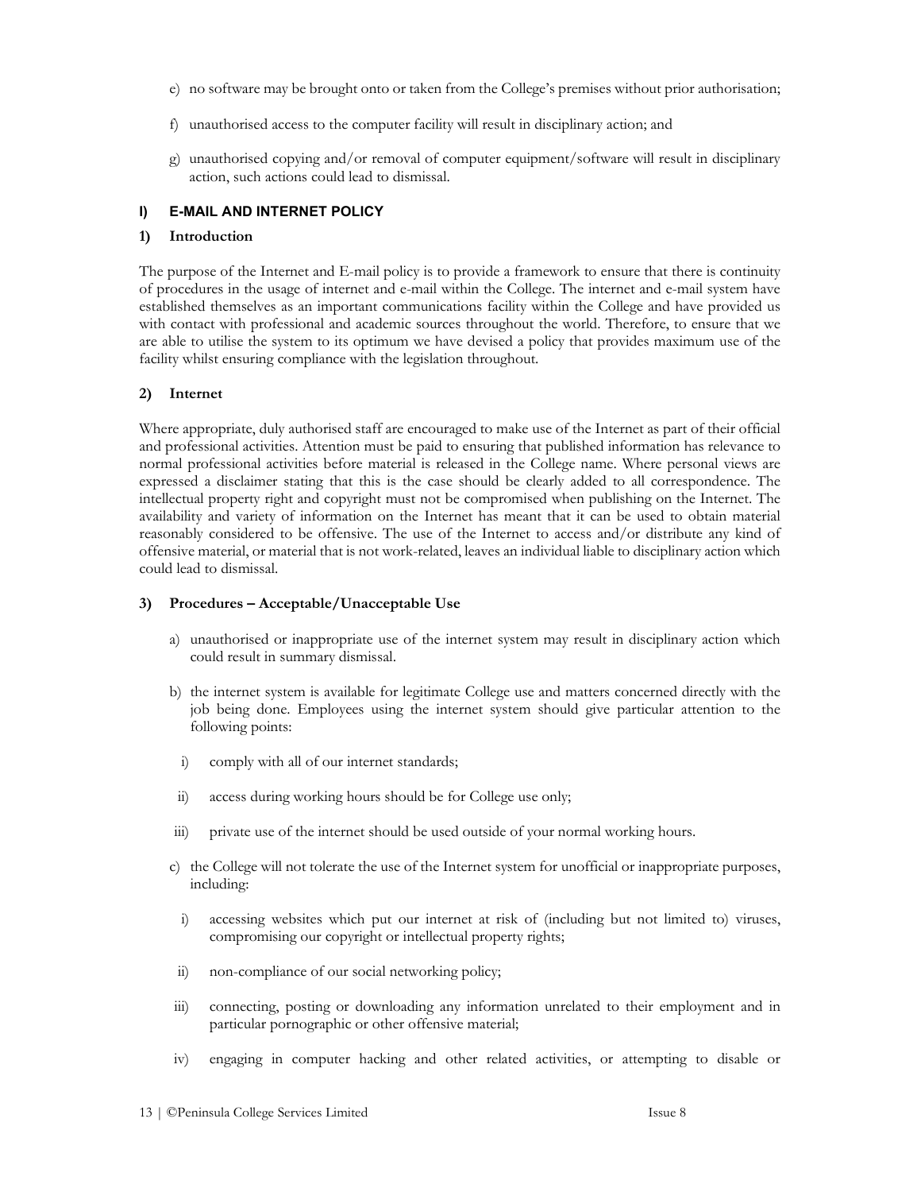e) no software may be brought onto or taken from the College's premises without prior authorisation;

f) unauthorised access to the computer facility will result in disciplinary action; and

g) unauthorised copying and/or removal of computer equipment/software will result in disciplinary action, such actions could lead to dismissal.

## I) E-MAIL AND INTERNET POLICY

### 1) Introduction

The purpose of the Internet and E-mail policy is to provide a framework to ensure that there is continuity of procedures in the usage of internet and e-mail within the College. The internet and e-mail system have established themselves as an important communications facility within the College and have provided us with contact with professional and academic sources throughout the world. Therefore, to ensure that we are able to utilise the system to its optimum we have devised a policy that provides maximum use of the facility whilst ensuring compliance with the legislation throughout.

### 2) Internet

Where appropriate, duly authorised staff are encouraged to make use of the Internet as part of their official and professional activities. Attention must be paid to ensuring that published information has relevance to normal professional activities before material is released in the College name. Where personal views are expressed a disclaimer stating that this is the case should be clearly added to all correspondence. The intellectual property right and copyright must not be compromised when publishing on the Internet. The availability and variety of information on the Internet has meant that it can be used to obtain material reasonably considered to be offensive. The use of the Internet to access and/or distribute any kind of offensive material, or material that is not work-related, leaves an individual liable to disciplinary action which could lead to dismissal.

### 3) Procedures – Acceptable/Unacceptable Use

a) unauthorised or inappropriate use of the internet system may result in disciplinary action which could result in summary dismissal.

b) the internet system is available for legitimate College use and matters concerned directly with the job being done. Employees using the internet system should give particular attention to the following points:

  i) comply with all of our internet standards;

  ii) access during working hours should be for College use only;

  iii) private use of the internet should be used outside of your normal working hours.

c) the College will not tolerate the use of the Internet system for unofficial or inappropriate purposes, including:

  i) accessing websites which put our internet at risk of (including but not limited to) viruses, compromising our copyright or intellectual property rights;

  ii) non-compliance of our social networking policy;

  iii) connecting, posting or downloading any information unrelated to their employment and in particular pornographic or other offensive material;

  iv) engaging in computer hacking and other related activities, or attempting to disable or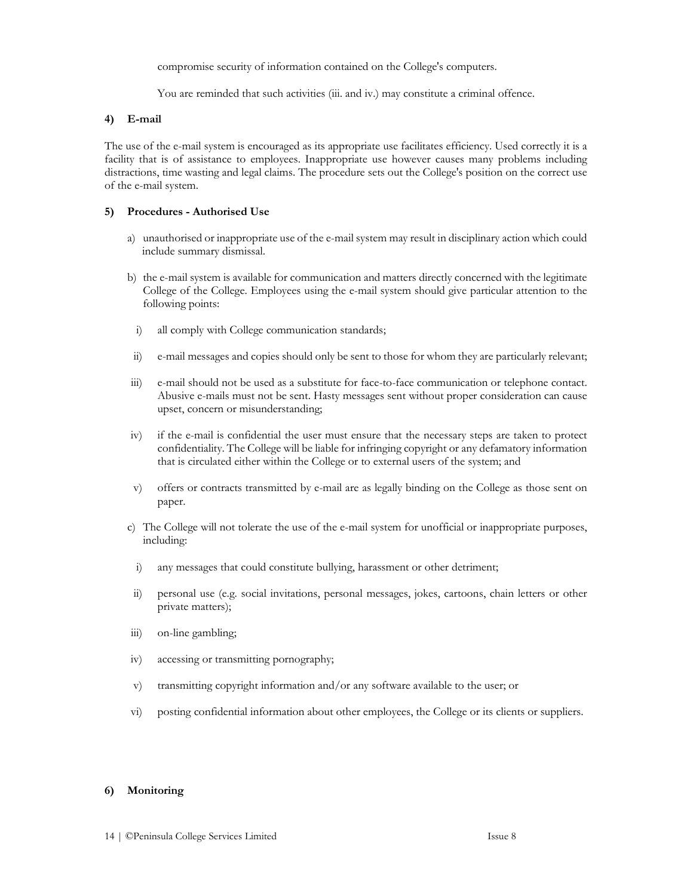compromise security of information contained on the College's computers.

You are reminded that such activities (iii. and iv.) may constitute a criminal offence.

#### 4) E-mail

The use of the e-mail system is encouraged as its appropriate use facilitates efficiency. Used correctly it is a facility that is of assistance to employees. Inappropriate use however causes many problems including distractions, time wasting and legal claims. The procedure sets out the College's position on the correct use of the e-mail system.

#### 5) Procedures - Authorised Use

a) unauthorised or inappropriate use of the e-mail system may result in disciplinary action which could include summary dismissal.

b) the e-mail system is available for communication and matters directly concerned with the legitimate College of the College. Employees using the e-mail system should give particular attention to the following points:

   i) all comply with College communication standards;

   ii) e-mail messages and copies should only be sent to those for whom they are particularly relevant;

   iii) e-mail should not be used as a substitute for face-to-face communication or telephone contact. Abusive e-mails must not be sent. Hasty messages sent without proper consideration can cause upset, concern or misunderstanding;

   iv) if the e-mail is confidential the user must ensure that the necessary steps are taken to protect confidentiality. The College will be liable for infringing copyright or any defamatory information that is circulated either within the College or to external users of the system; and

   v) offers or contracts transmitted by e-mail are as legally binding on the College as those sent on paper.

c) The College will not tolerate the use of the e-mail system for unofficial or inappropriate purposes, including:

   i) any messages that could constitute bullying, harassment or other detriment;

   ii) personal use (e.g. social invitations, personal messages, jokes, cartoons, chain letters or other private matters);

   iii) on-line gambling;

   iv) accessing or transmitting pornography;

   v) transmitting copyright information and/or any software available to the user; or

   vi) posting confidential information about other employees, the College or its clients or suppliers.

#### 6) Monitoring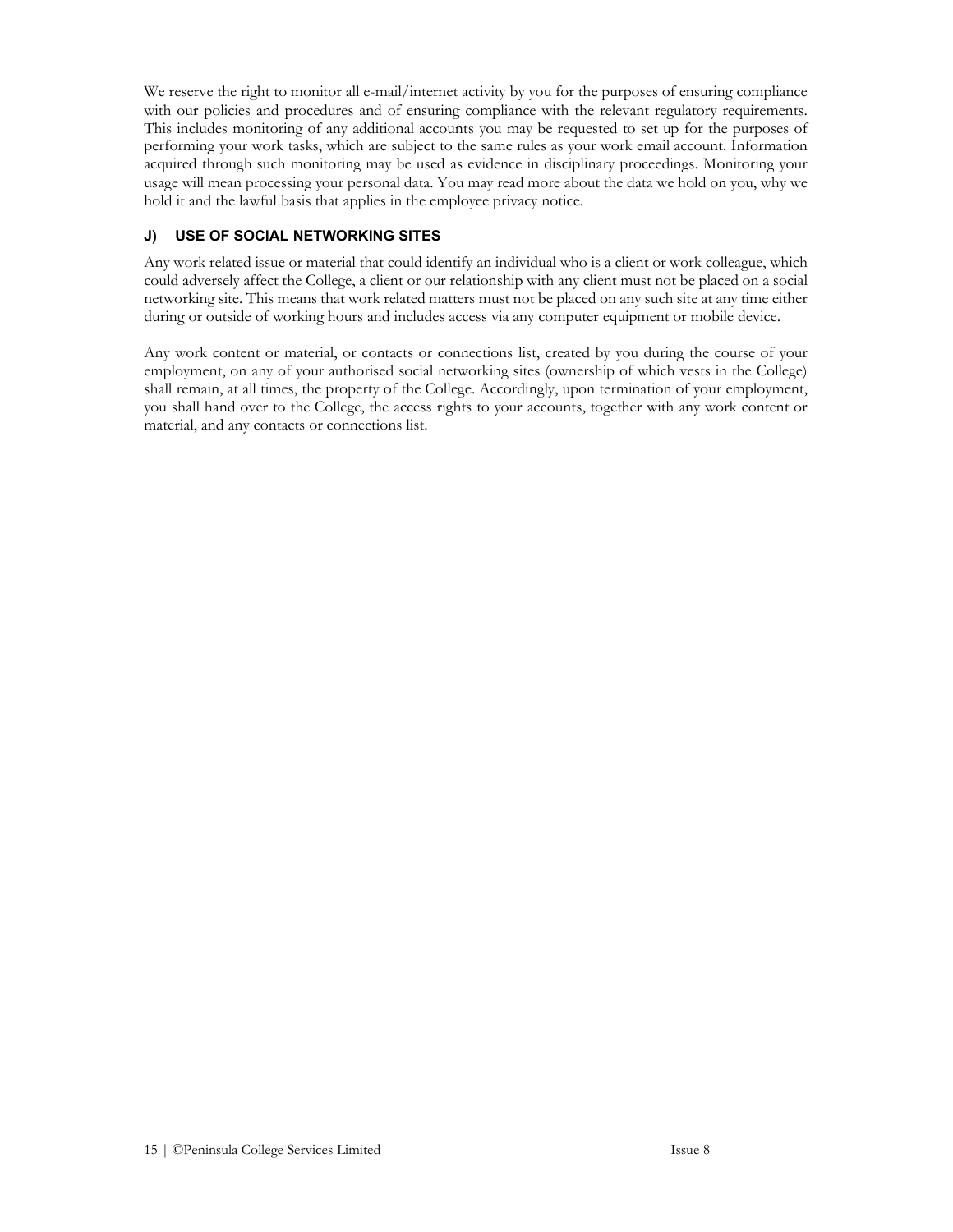We reserve the right to monitor all e-mail/internet activity by you for the purposes of ensuring compliance with our policies and procedures and of ensuring compliance with the relevant regulatory requirements. This includes monitoring of any additional accounts you may be requested to set up for the purposes of performing your work tasks, which are subject to the same rules as your work email account. Information acquired through such monitoring may be used as evidence in disciplinary proceedings. Monitoring your usage will mean processing your personal data. You may read more about the data we hold on you, why we hold it and the lawful basis that applies in the employee privacy notice.

### J) USE OF SOCIAL NETWORKING SITES

Any work related issue or material that could identify an individual who is a client or work colleague, which could adversely affect the College, a client or our relationship with any client must not be placed on a social networking site. This means that work related matters must not be placed on any such site at any time either during or outside of working hours and includes access via any computer equipment or mobile device.

Any work content or material, or contacts or connections list, created by you during the course of your employment, on any of your authorised social networking sites (ownership of which vests in the College) shall remain, at all times, the property of the College. Accordingly, upon termination of your employment, you shall hand over to the College, the access rights to your accounts, together with any work content or material, and any contacts or connections list.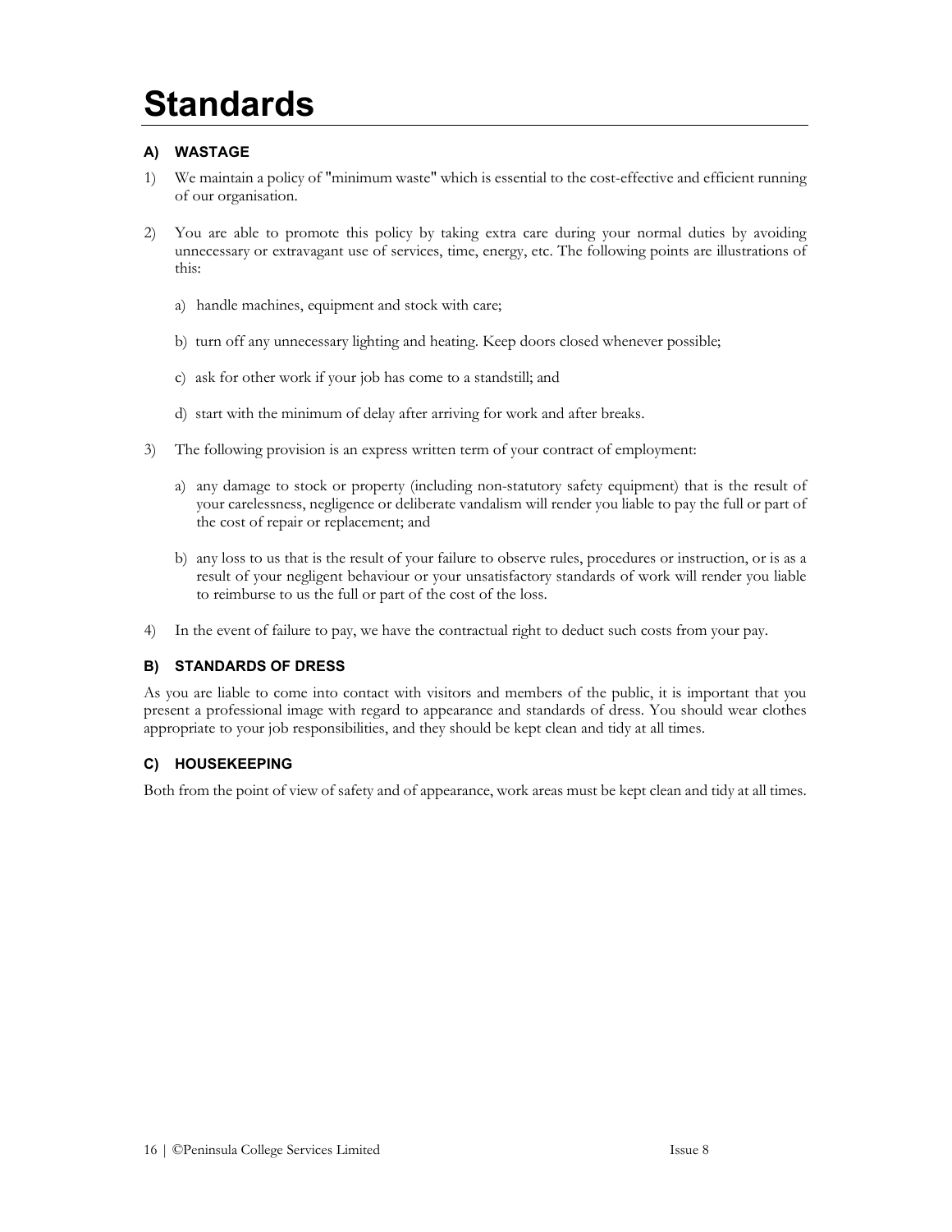# Standards

### A) WASTAGE

1) We maintain a policy of "minimum waste" which is essential to the cost-effective and efficient running of our organisation.

2) You are able to promote this policy by taking extra care during your normal duties by avoiding unnecessary or extravagant use of services, time, energy, etc. The following points are illustrations of this:

   a) handle machines, equipment and stock with care;

   b) turn off any unnecessary lighting and heating. Keep doors closed whenever possible;

   c) ask for other work if your job has come to a standstill; and

   d) start with the minimum of delay after arriving for work and after breaks.

3) The following provision is an express written term of your contract of employment:

   a) any damage to stock or property (including non-statutory safety equipment) that is the result of your carelessness, negligence or deliberate vandalism will render you liable to pay the full or part of the cost of repair or replacement; and

   b) any loss to us that is the result of your failure to observe rules, procedures or instruction, or is as a result of your negligent behaviour or your unsatisfactory standards of work will render you liable to reimburse to us the full or part of the cost of the loss.

4) In the event of failure to pay, we have the contractual right to deduct such costs from your pay.

### B) STANDARDS OF DRESS

As you are liable to come into contact with visitors and members of the public, it is important that you present a professional image with regard to appearance and standards of dress. You should wear clothes appropriate to your job responsibilities, and they should be kept clean and tidy at all times.

### C) HOUSEKEEPING

Both from the point of view of safety and of appearance, work areas must be kept clean and tidy at all times.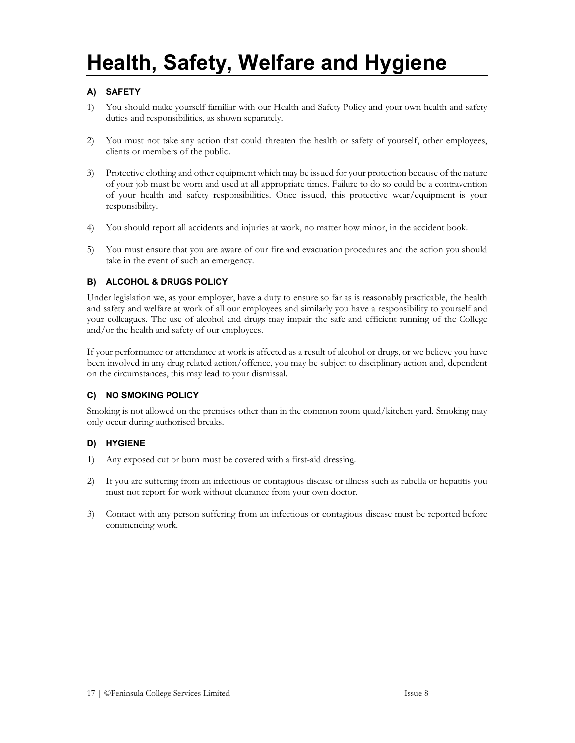# Health, Safety, Welfare and Hygiene

### A) SAFETY

1) You should make yourself familiar with our Health and Safety Policy and your own health and safety duties and responsibilities, as shown separately.

2) You must not take any action that could threaten the health or safety of yourself, other employees, clients or members of the public.

3) Protective clothing and other equipment which may be issued for your protection because of the nature of your job must be worn and used at all appropriate times. Failure to do so could be a contravention of your health and safety responsibilities. Once issued, this protective wear/equipment is your responsibility.

4) You should report all accidents and injuries at work, no matter how minor, in the accident book.

5) You must ensure that you are aware of our fire and evacuation procedures and the action you should take in the event of such an emergency.

### B) ALCOHOL & DRUGS POLICY

Under legislation we, as your employer, have a duty to ensure so far as is reasonably practicable, the health and safety and welfare at work of all our employees and similarly you have a responsibility to yourself and your colleagues. The use of alcohol and drugs may impair the safe and efficient running of the College and/or the health and safety of our employees.

If your performance or attendance at work is affected as a result of alcohol or drugs, or we believe you have been involved in any drug related action/offence, you may be subject to disciplinary action and, dependent on the circumstances, this may lead to your dismissal.

### C) NO SMOKING POLICY

Smoking is not allowed on the premises other than in the common room quad/kitchen yard. Smoking may only occur during authorised breaks.

### D) HYGIENE

1) Any exposed cut or burn must be covered with a first-aid dressing.

2) If you are suffering from an infectious or contagious disease or illness such as rubella or hepatitis you must not report for work without clearance from your own doctor.

3) Contact with any person suffering from an infectious or contagious disease must be reported before commencing work.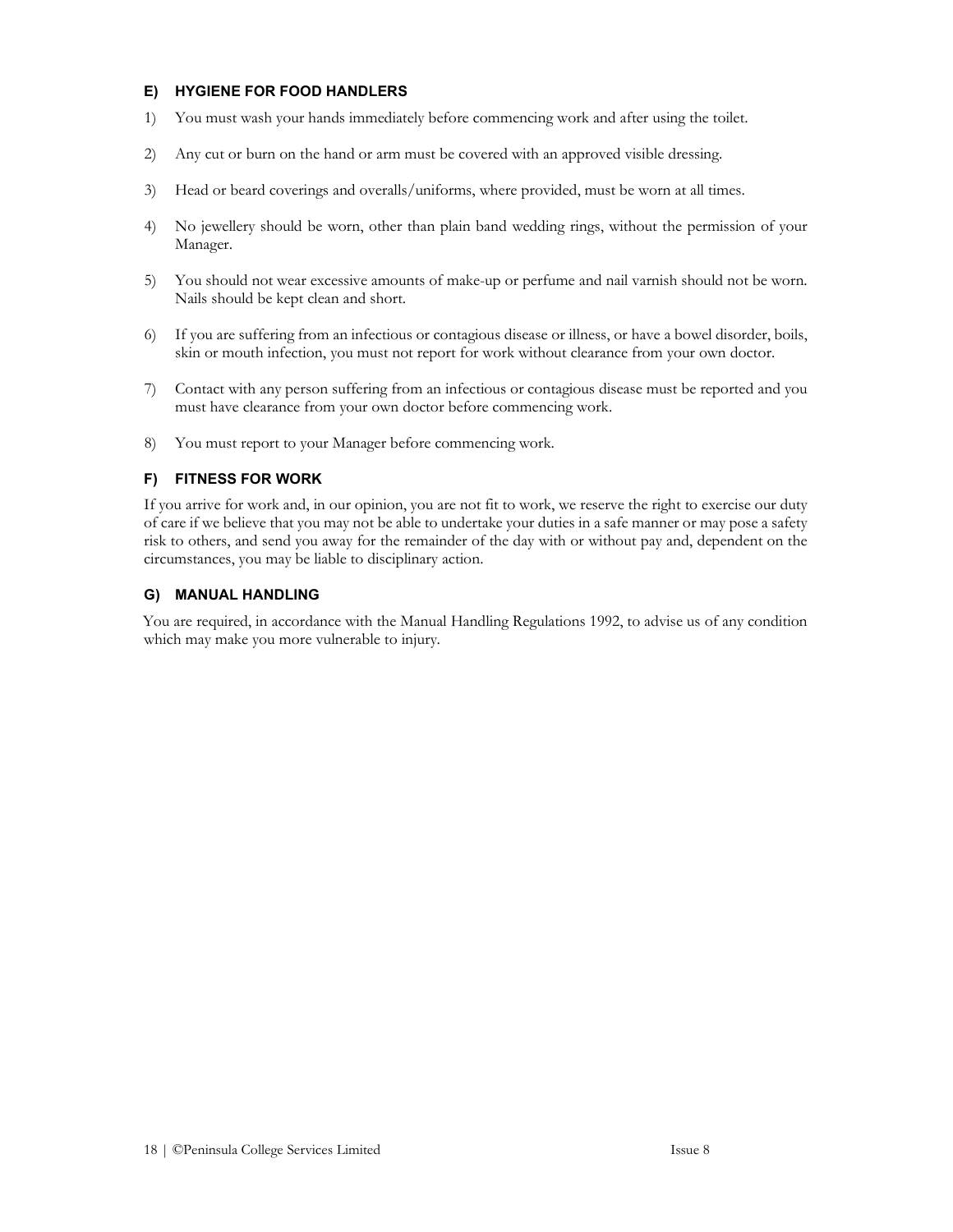### E) HYGIENE FOR FOOD HANDLERS

1) You must wash your hands immediately before commencing work and after using the toilet.

2) Any cut or burn on the hand or arm must be covered with an approved visible dressing.

3) Head or beard coverings and overalls/uniforms, where provided, must be worn at all times.

4) No jewellery should be worn, other than plain band wedding rings, without the permission of your Manager.

5) You should not wear excessive amounts of make-up or perfume and nail varnish should not be worn. Nails should be kept clean and short.

6) If you are suffering from an infectious or contagious disease or illness, or have a bowel disorder, boils, skin or mouth infection, you must not report for work without clearance from your own doctor.

7) Contact with any person suffering from an infectious or contagious disease must be reported and you must have clearance from your own doctor before commencing work.

8) You must report to your Manager before commencing work.

### F) FITNESS FOR WORK

If you arrive for work and, in our opinion, you are not fit to work, we reserve the right to exercise our duty of care if we believe that you may not be able to undertake your duties in a safe manner or may pose a safety risk to others, and send you away for the remainder of the day with or without pay and, dependent on the circumstances, you may be liable to disciplinary action.

### G) MANUAL HANDLING

You are required, in accordance with the Manual Handling Regulations 1992, to advise us of any condition which may make you more vulnerable to injury.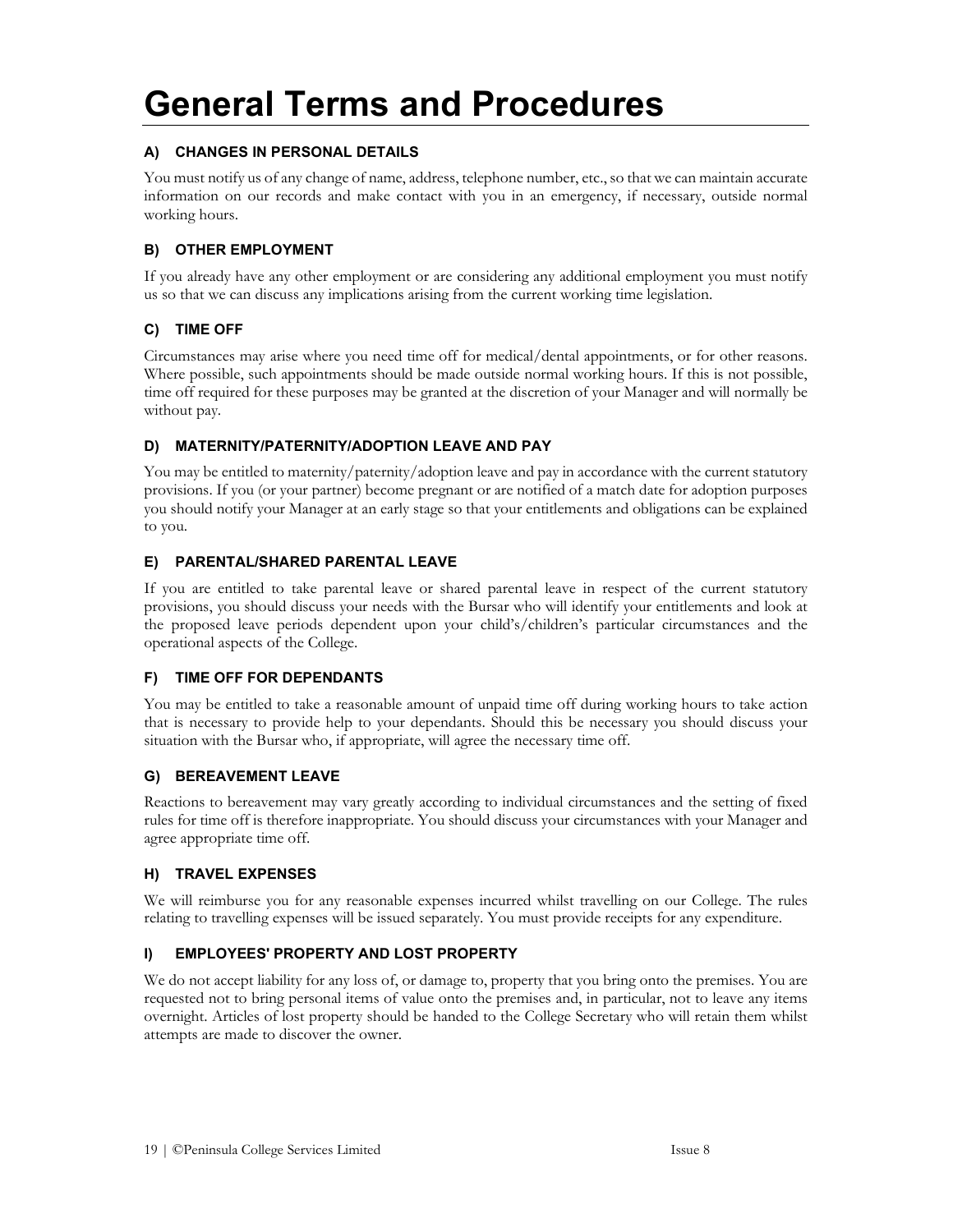# General Terms and Procedures

### A) CHANGES IN PERSONAL DETAILS

You must notify us of any change of name, address, telephone number, etc., so that we can maintain accurate information on our records and make contact with you in an emergency, if necessary, outside normal working hours.

### B) OTHER EMPLOYMENT

If you already have any other employment or are considering any additional employment you must notify us so that we can discuss any implications arising from the current working time legislation.

### C) TIME OFF

Circumstances may arise where you need time off for medical/dental appointments, or for other reasons. Where possible, such appointments should be made outside normal working hours. If this is not possible, time off required for these purposes may be granted at the discretion of your Manager and will normally be without pay.

### D) MATERNITY/PATERNITY/ADOPTION LEAVE AND PAY

You may be entitled to maternity/paternity/adoption leave and pay in accordance with the current statutory provisions. If you (or your partner) become pregnant or are notified of a match date for adoption purposes you should notify your Manager at an early stage so that your entitlements and obligations can be explained to you.

### E) PARENTAL/SHARED PARENTAL LEAVE

If you are entitled to take parental leave or shared parental leave in respect of the current statutory provisions, you should discuss your needs with the Bursar who will identify your entitlements and look at the proposed leave periods dependent upon your child's/children's particular circumstances and the operational aspects of the College.

### F) TIME OFF FOR DEPENDANTS

You may be entitled to take a reasonable amount of unpaid time off during working hours to take action that is necessary to provide help to your dependants. Should this be necessary you should discuss your situation with the Bursar who, if appropriate, will agree the necessary time off.

### G) BEREAVEMENT LEAVE

Reactions to bereavement may vary greatly according to individual circumstances and the setting of fixed rules for time off is therefore inappropriate. You should discuss your circumstances with your Manager and agree appropriate time off.

### H) TRAVEL EXPENSES

We will reimburse you for any reasonable expenses incurred whilst travelling on our College. The rules relating to travelling expenses will be issued separately. You must provide receipts for any expenditure.

### I) EMPLOYEES' PROPERTY AND LOST PROPERTY

We do not accept liability for any loss of, or damage to, property that you bring onto the premises. You are requested not to bring personal items of value onto the premises and, in particular, not to leave any items overnight. Articles of lost property should be handed to the College Secretary who will retain them whilst attempts are made to discover the owner.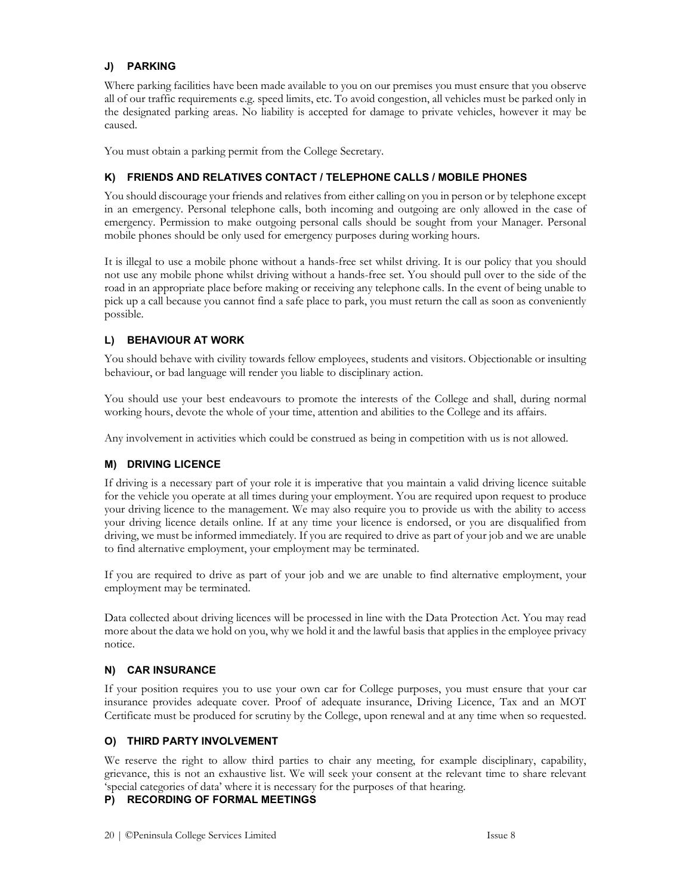### J) PARKING

Where parking facilities have been made available to you on our premises you must ensure that you observe all of our traffic requirements e.g. speed limits, etc. To avoid congestion, all vehicles must be parked only in the designated parking areas. No liability is accepted for damage to private vehicles, however it may be caused.

You must obtain a parking permit from the College Secretary.

### K) FRIENDS AND RELATIVES CONTACT / TELEPHONE CALLS / MOBILE PHONES

You should discourage your friends and relatives from either calling on you in person or by telephone except in an emergency. Personal telephone calls, both incoming and outgoing are only allowed in the case of emergency. Permission to make outgoing personal calls should be sought from your Manager. Personal mobile phones should be only used for emergency purposes during working hours.

It is illegal to use a mobile phone without a hands-free set whilst driving. It is our policy that you should not use any mobile phone whilst driving without a hands-free set. You should pull over to the side of the road in an appropriate place before making or receiving any telephone calls. In the event of being unable to pick up a call because you cannot find a safe place to park, you must return the call as soon as conveniently possible.

### L) BEHAVIOUR AT WORK

You should behave with civility towards fellow employees, students and visitors. Objectionable or insulting behaviour, or bad language will render you liable to disciplinary action.

You should use your best endeavours to promote the interests of the College and shall, during normal working hours, devote the whole of your time, attention and abilities to the College and its affairs.

Any involvement in activities which could be construed as being in competition with us is not allowed.

### M) DRIVING LICENCE

If driving is a necessary part of your role it is imperative that you maintain a valid driving licence suitable for the vehicle you operate at all times during your employment. You are required upon request to produce your driving licence to the management. We may also require you to provide us with the ability to access your driving licence details online. If at any time your licence is endorsed, or you are disqualified from driving, we must be informed immediately. If you are required to drive as part of your job and we are unable to find alternative employment, your employment may be terminated.

If you are required to drive as part of your job and we are unable to find alternative employment, your employment may be terminated.

Data collected about driving licences will be processed in line with the Data Protection Act. You may read more about the data we hold on you, why we hold it and the lawful basis that applies in the employee privacy notice.

### N) CAR INSURANCE

If your position requires you to use your own car for College purposes, you must ensure that your car insurance provides adequate cover. Proof of adequate insurance, Driving Licence, Tax and an MOT Certificate must be produced for scrutiny by the College, upon renewal and at any time when so requested.

### O) THIRD PARTY INVOLVEMENT

We reserve the right to allow third parties to chair any meeting, for example disciplinary, capability, grievance, this is not an exhaustive list. We will seek your consent at the relevant time to share relevant 'special categories of data' where it is necessary for the purposes of that hearing.

### P) RECORDING OF FORMAL MEETINGS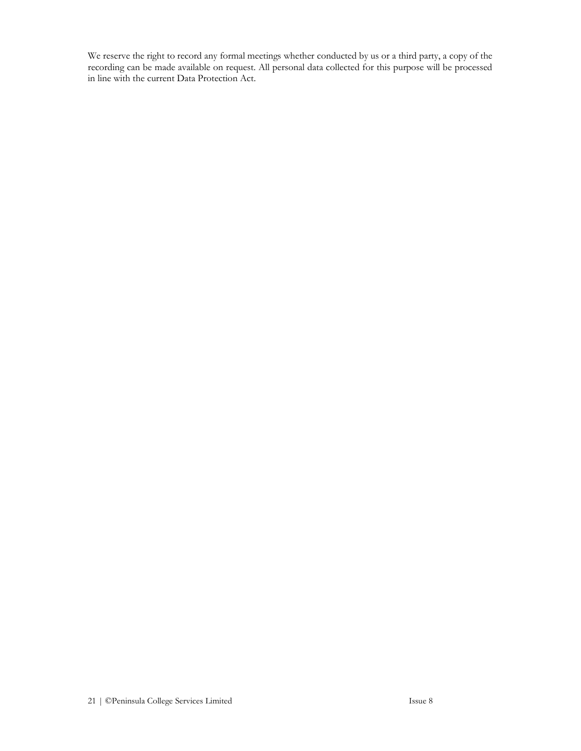We reserve the right to record any formal meetings whether conducted by us or a third party, a copy of the recording can be made available on request. All personal data collected for this purpose will be processed in line with the current Data Protection Act.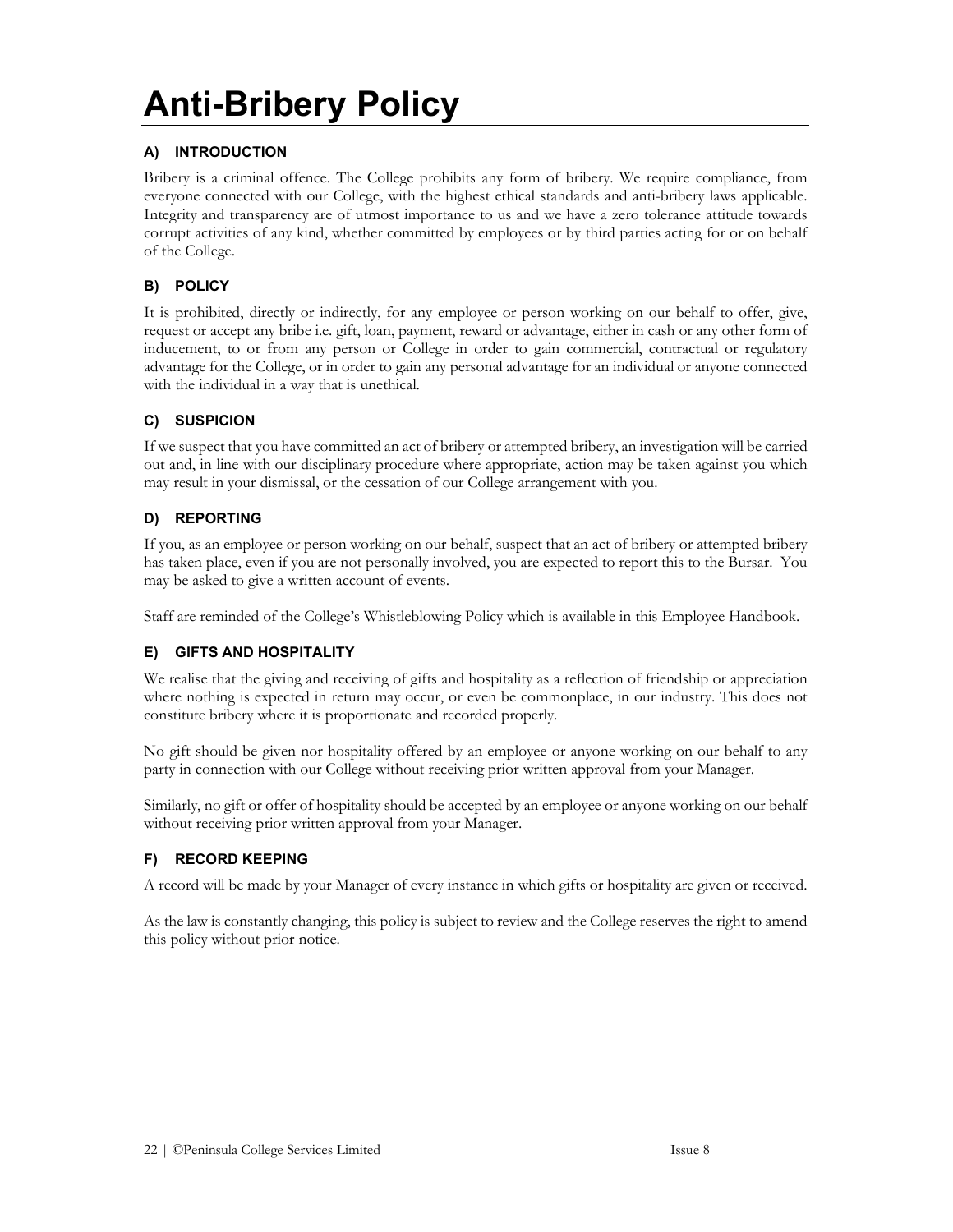# Anti-Bribery Policy

## A) INTRODUCTION

Bribery is a criminal offence. The College prohibits any form of bribery. We require compliance, from everyone connected with our College, with the highest ethical standards and anti-bribery laws applicable. Integrity and transparency are of utmost importance to us and we have a zero tolerance attitude towards corrupt activities of any kind, whether committed by employees or by third parties acting for or on behalf of the College.

## B) POLICY

It is prohibited, directly or indirectly, for any employee or person working on our behalf to offer, give, request or accept any bribe i.e. gift, loan, payment, reward or advantage, either in cash or any other form of inducement, to or from any person or College in order to gain commercial, contractual or regulatory advantage for the College, or in order to gain any personal advantage for an individual or anyone connected with the individual in a way that is unethical.

## C) SUSPICION

If we suspect that you have committed an act of bribery or attempted bribery, an investigation will be carried out and, in line with our disciplinary procedure where appropriate, action may be taken against you which may result in your dismissal, or the cessation of our College arrangement with you.

## D) REPORTING

If you, as an employee or person working on our behalf, suspect that an act of bribery or attempted bribery has taken place, even if you are not personally involved, you are expected to report this to the Bursar. You may be asked to give a written account of events.

Staff are reminded of the College's Whistleblowing Policy which is available in this Employee Handbook.

## E) GIFTS AND HOSPITALITY

We realise that the giving and receiving of gifts and hospitality as a reflection of friendship or appreciation where nothing is expected in return may occur, or even be commonplace, in our industry. This does not constitute bribery where it is proportionate and recorded properly.

No gift should be given nor hospitality offered by an employee or anyone working on our behalf to any party in connection with our College without receiving prior written approval from your Manager.

Similarly, no gift or offer of hospitality should be accepted by an employee or anyone working on our behalf without receiving prior written approval from your Manager.

## F) RECORD KEEPING

A record will be made by your Manager of every instance in which gifts or hospitality are given or received.

As the law is constantly changing, this policy is subject to review and the College reserves the right to amend this policy without prior notice.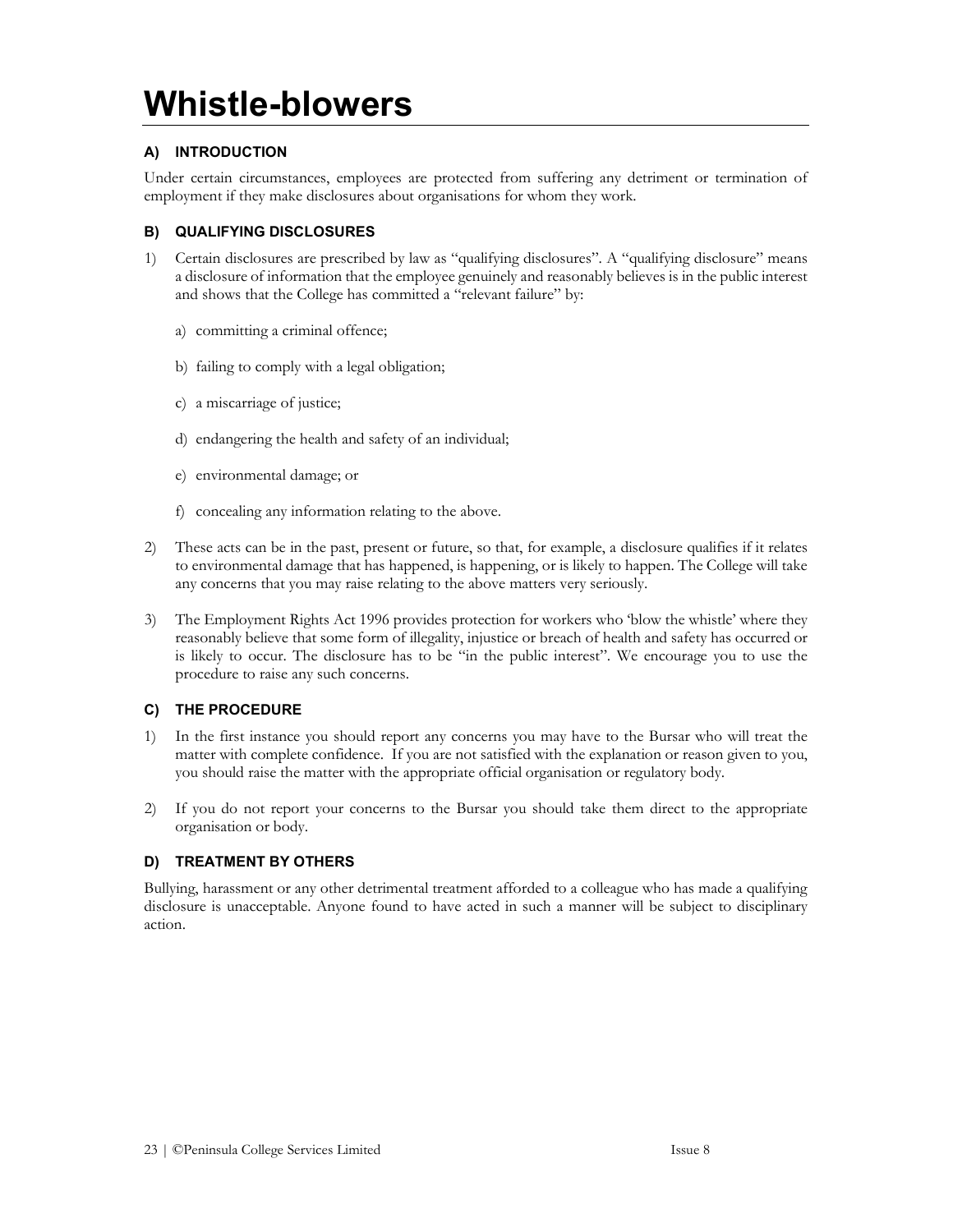# Whistle-blowers

### A) INTRODUCTION

Under certain circumstances, employees are protected from suffering any detriment or termination of employment if they make disclosures about organisations for whom they work.

### B) QUALIFYING DISCLOSURES

1) Certain disclosures are prescribed by law as "qualifying disclosures". A "qualifying disclosure" means a disclosure of information that the employee genuinely and reasonably believes is in the public interest and shows that the College has committed a "relevant failure" by:

   a) committing a criminal offence;

   b) failing to comply with a legal obligation;

   c) a miscarriage of justice;

   d) endangering the health and safety of an individual;

   e) environmental damage; or

   f) concealing any information relating to the above.

2) These acts can be in the past, present or future, so that, for example, a disclosure qualifies if it relates to environmental damage that has happened, is happening, or is likely to happen. The College will take any concerns that you may raise relating to the above matters very seriously.

3) The Employment Rights Act 1996 provides protection for workers who 'blow the whistle' where they reasonably believe that some form of illegality, injustice or breach of health and safety has occurred or is likely to occur. The disclosure has to be "in the public interest". We encourage you to use the procedure to raise any such concerns.

### C) THE PROCEDURE

1) In the first instance you should report any concerns you may have to the Bursar who will treat the matter with complete confidence. If you are not satisfied with the explanation or reason given to you, you should raise the matter with the appropriate official organisation or regulatory body.

2) If you do not report your concerns to the Bursar you should take them direct to the appropriate organisation or body.

### D) TREATMENT BY OTHERS

Bullying, harassment or any other detrimental treatment afforded to a colleague who has made a qualifying disclosure is unacceptable. Anyone found to have acted in such a manner will be subject to disciplinary action.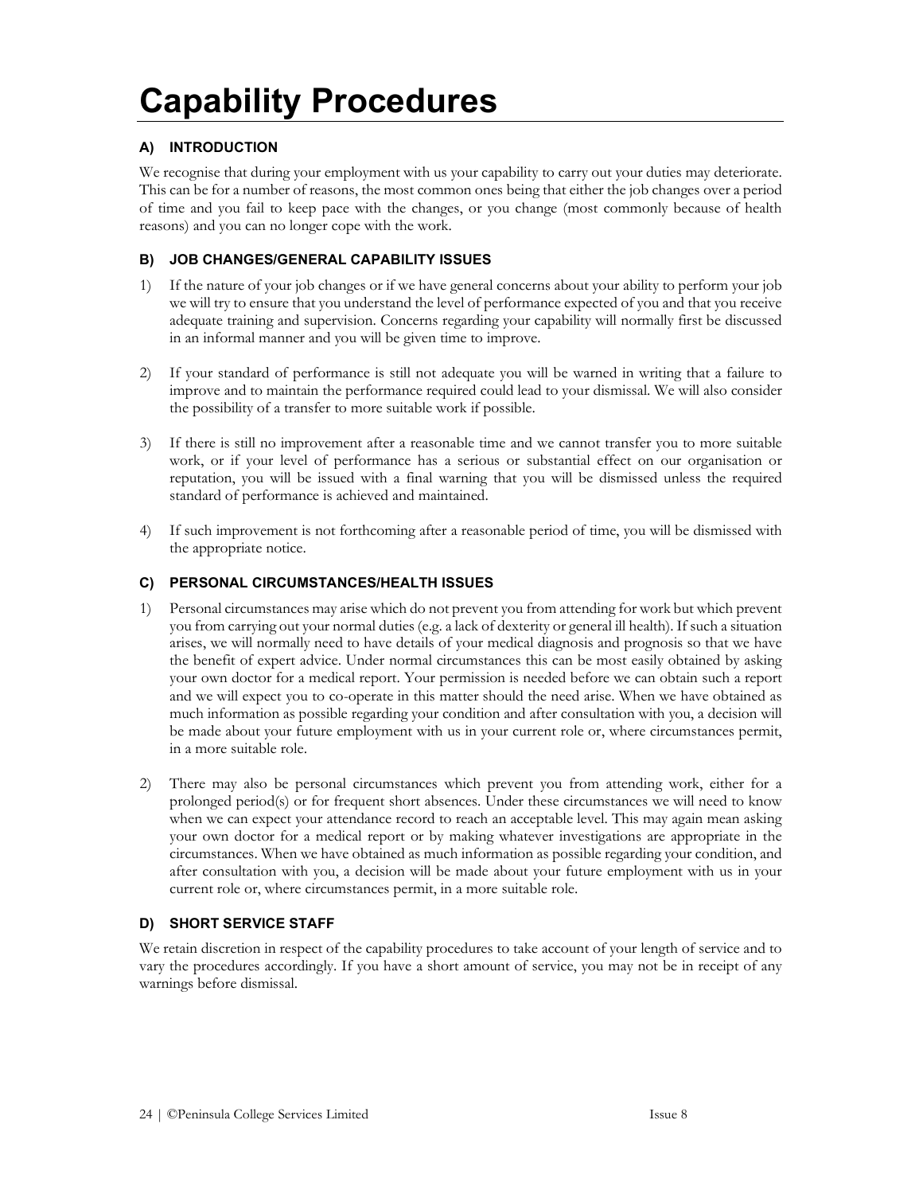# Capability Procedures

### A) INTRODUCTION

We recognise that during your employment with us your capability to carry out your duties may deteriorate. This can be for a number of reasons, the most common ones being that either the job changes over a period of time and you fail to keep pace with the changes, or you change (most commonly because of health reasons) and you can no longer cope with the work.

### B) JOB CHANGES/GENERAL CAPABILITY ISSUES

1) If the nature of your job changes or if we have general concerns about your ability to perform your job we will try to ensure that you understand the level of performance expected of you and that you receive adequate training and supervision. Concerns regarding your capability will normally first be discussed in an informal manner and you will be given time to improve.

2) If your standard of performance is still not adequate you will be warned in writing that a failure to improve and to maintain the performance required could lead to your dismissal. We will also consider the possibility of a transfer to more suitable work if possible.

3) If there is still no improvement after a reasonable time and we cannot transfer you to more suitable work, or if your level of performance has a serious or substantial effect on our organisation or reputation, you will be issued with a final warning that you will be dismissed unless the required standard of performance is achieved and maintained.

4) If such improvement is not forthcoming after a reasonable period of time, you will be dismissed with the appropriate notice.

### C) PERSONAL CIRCUMSTANCES/HEALTH ISSUES

1) Personal circumstances may arise which do not prevent you from attending for work but which prevent you from carrying out your normal duties (e.g. a lack of dexterity or general ill health). If such a situation arises, we will normally need to have details of your medical diagnosis and prognosis so that we have the benefit of expert advice. Under normal circumstances this can be most easily obtained by asking your own doctor for a medical report. Your permission is needed before we can obtain such a report and we will expect you to co-operate in this matter should the need arise. When we have obtained as much information as possible regarding your condition and after consultation with you, a decision will be made about your future employment with us in your current role or, where circumstances permit, in a more suitable role.

2) There may also be personal circumstances which prevent you from attending work, either for a prolonged period(s) or for frequent short absences. Under these circumstances we will need to know when we can expect your attendance record to reach an acceptable level. This may again mean asking your own doctor for a medical report or by making whatever investigations are appropriate in the circumstances. When we have obtained as much information as possible regarding your condition, and after consultation with you, a decision will be made about your future employment with us in your current role or, where circumstances permit, in a more suitable role.

### D) SHORT SERVICE STAFF

We retain discretion in respect of the capability procedures to take account of your length of service and to vary the procedures accordingly. If you have a short amount of service, you may not be in receipt of any warnings before dismissal.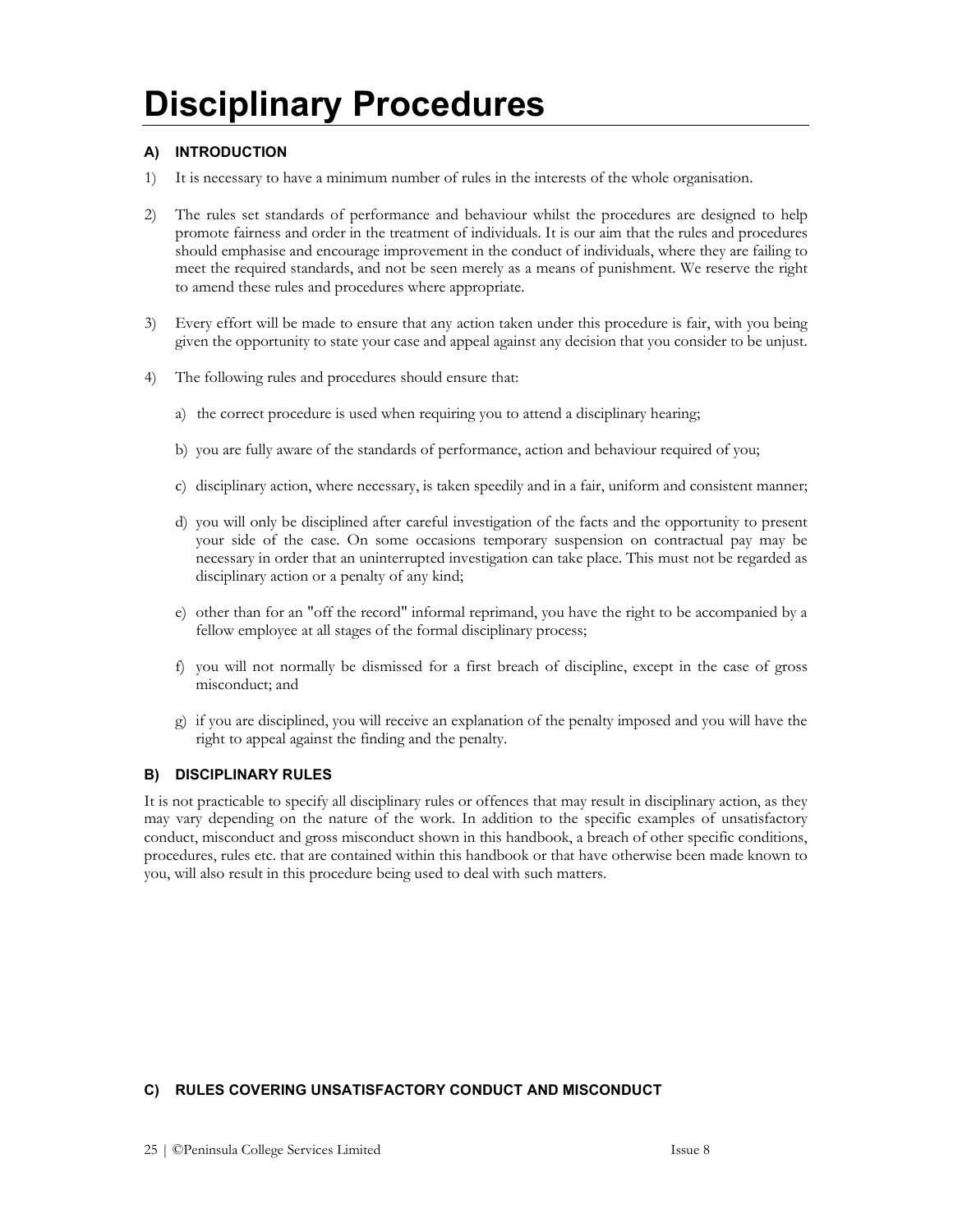# Disciplinary Procedures

### A) INTRODUCTION

1) It is necessary to have a minimum number of rules in the interests of the whole organisation.

2) The rules set standards of performance and behaviour whilst the procedures are designed to help promote fairness and order in the treatment of individuals. It is our aim that the rules and procedures should emphasise and encourage improvement in the conduct of individuals, where they are failing to meet the required standards, and not be seen merely as a means of punishment. We reserve the right to amend these rules and procedures where appropriate.

3) Every effort will be made to ensure that any action taken under this procedure is fair, with you being given the opportunity to state your case and appeal against any decision that you consider to be unjust.

4) The following rules and procedures should ensure that:

   a) the correct procedure is used when requiring you to attend a disciplinary hearing;

   b) you are fully aware of the standards of performance, action and behaviour required of you;

   c) disciplinary action, where necessary, is taken speedily and in a fair, uniform and consistent manner;

   d) you will only be disciplined after careful investigation of the facts and the opportunity to present your side of the case. On some occasions temporary suspension on contractual pay may be necessary in order that an uninterrupted investigation can take place. This must not be regarded as disciplinary action or a penalty of any kind;

   e) other than for an "off the record" informal reprimand, you have the right to be accompanied by a fellow employee at all stages of the formal disciplinary process;

   f) you will not normally be dismissed for a first breach of discipline, except in the case of gross misconduct; and

   g) if you are disciplined, you will receive an explanation of the penalty imposed and you will have the right to appeal against the finding and the penalty.

### B) DISCIPLINARY RULES

It is not practicable to specify all disciplinary rules or offences that may result in disciplinary action, as they may vary depending on the nature of the work. In addition to the specific examples of unsatisfactory conduct, misconduct and gross misconduct shown in this handbook, a breach of other specific conditions, procedures, rules etc. that are contained within this handbook or that have otherwise been made known to you, will also result in this procedure being used to deal with such matters.

### C) RULES COVERING UNSATISFACTORY CONDUCT AND MISCONDUCT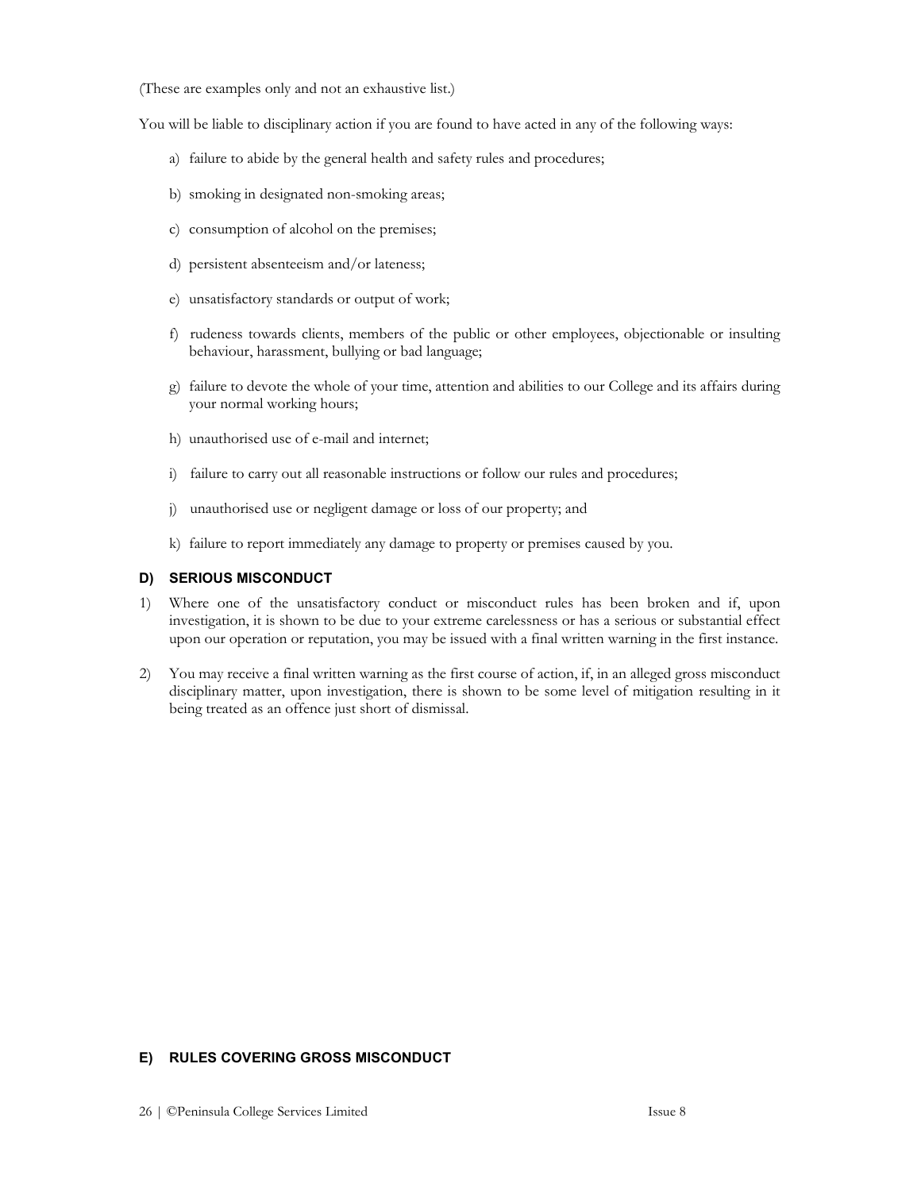(These are examples only and not an exhaustive list.)

You will be liable to disciplinary action if you are found to have acted in any of the following ways:

a) failure to abide by the general health and safety rules and procedures;

b) smoking in designated non-smoking areas;

c) consumption of alcohol on the premises;

d) persistent absenteeism and/or lateness;

e) unsatisfactory standards or output of work;

f) rudeness towards clients, members of the public or other employees, objectionable or insulting behaviour, harassment, bullying or bad language;

g) failure to devote the whole of your time, attention and abilities to our College and its affairs during your normal working hours;

h) unauthorised use of e-mail and internet;

i) failure to carry out all reasonable instructions or follow our rules and procedures;

j) unauthorised use or negligent damage or loss of our property; and

k) failure to report immediately any damage to property or premises caused by you.

### D) SERIOUS MISCONDUCT

1) Where one of the unsatisfactory conduct or misconduct rules has been broken and if, upon investigation, it is shown to be due to your extreme carelessness or has a serious or substantial effect upon our operation or reputation, you may be issued with a final written warning in the first instance.

2) You may receive a final written warning as the first course of action, if, in an alleged gross misconduct disciplinary matter, upon investigation, there is shown to be some level of mitigation resulting in it being treated as an offence just short of dismissal.

### E) RULES COVERING GROSS MISCONDUCT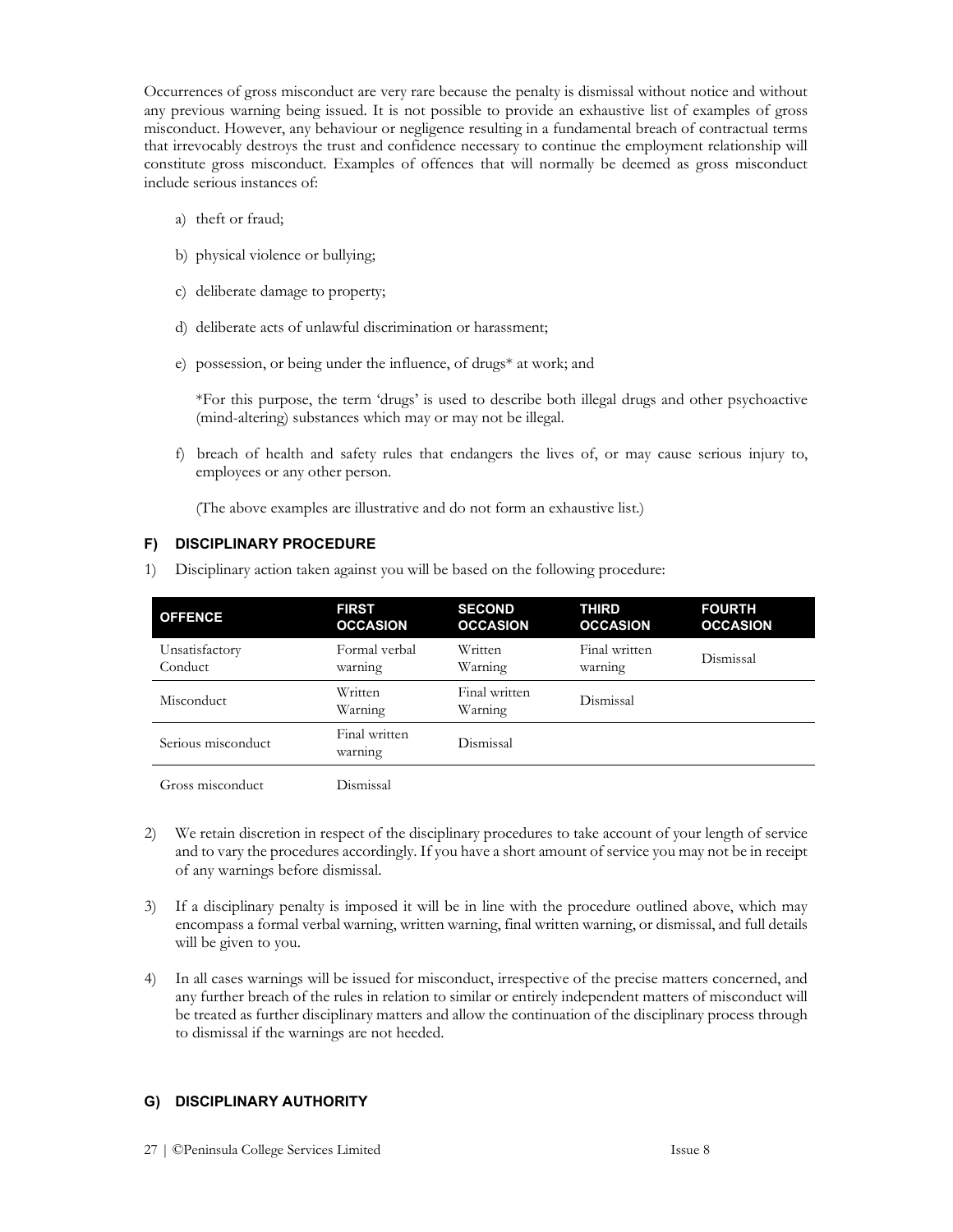Occurrences of gross misconduct are very rare because the penalty is dismissal without notice and without any previous warning being issued. It is not possible to provide an exhaustive list of examples of gross misconduct. However, any behaviour or negligence resulting in a fundamental breach of contractual terms that irrevocably destroys the trust and confidence necessary to continue the employment relationship will constitute gross misconduct. Examples of offences that will normally be deemed as gross misconduct include serious instances of:

a) theft or fraud;

b) physical violence or bullying;

c) deliberate damage to property;

d) deliberate acts of unlawful discrimination or harassment;

e) possession, or being under the influence, of drugs* at work; and

*For this purpose, the term 'drugs' is used to describe both illegal drugs and other psychoactive (mind-altering) substances which may or may not be illegal.

f) breach of health and safety rules that endangers the lives of, or may cause serious injury to, employees or any other person.

(The above examples are illustrative and do not form an exhaustive list.)

### F) DISCIPLINARY PROCEDURE

1) Disciplinary action taken against you will be based on the following procedure:

| OFFENCE | FIRST OCCASION | SECOND OCCASION | THIRD OCCASION | FOURTH OCCASION |
|---|---|---|---|---|
| Unsatisfactory Conduct | Formal verbal warning | Written Warning | Final written warning | Dismissal |
| Misconduct | Written Warning | Final written Warning | Dismissal | |
| Serious misconduct | Final written warning | Dismissal | | |
| Gross misconduct | Dismissal | | | |

2) We retain discretion in respect of the disciplinary procedures to take account of your length of service and to vary the procedures accordingly. If you have a short amount of service you may not be in receipt of any warnings before dismissal.

3) If a disciplinary penalty is imposed it will be in line with the procedure outlined above, which may encompass a formal verbal warning, written warning, final written warning, or dismissal, and full details will be given to you.

4) In all cases warnings will be issued for misconduct, irrespective of the precise matters concerned, and any further breach of the rules in relation to similar or entirely independent matters of misconduct will be treated as further disciplinary matters and allow the continuation of the disciplinary process through to dismissal if the warnings are not heeded.

### G) DISCIPLINARY AUTHORITY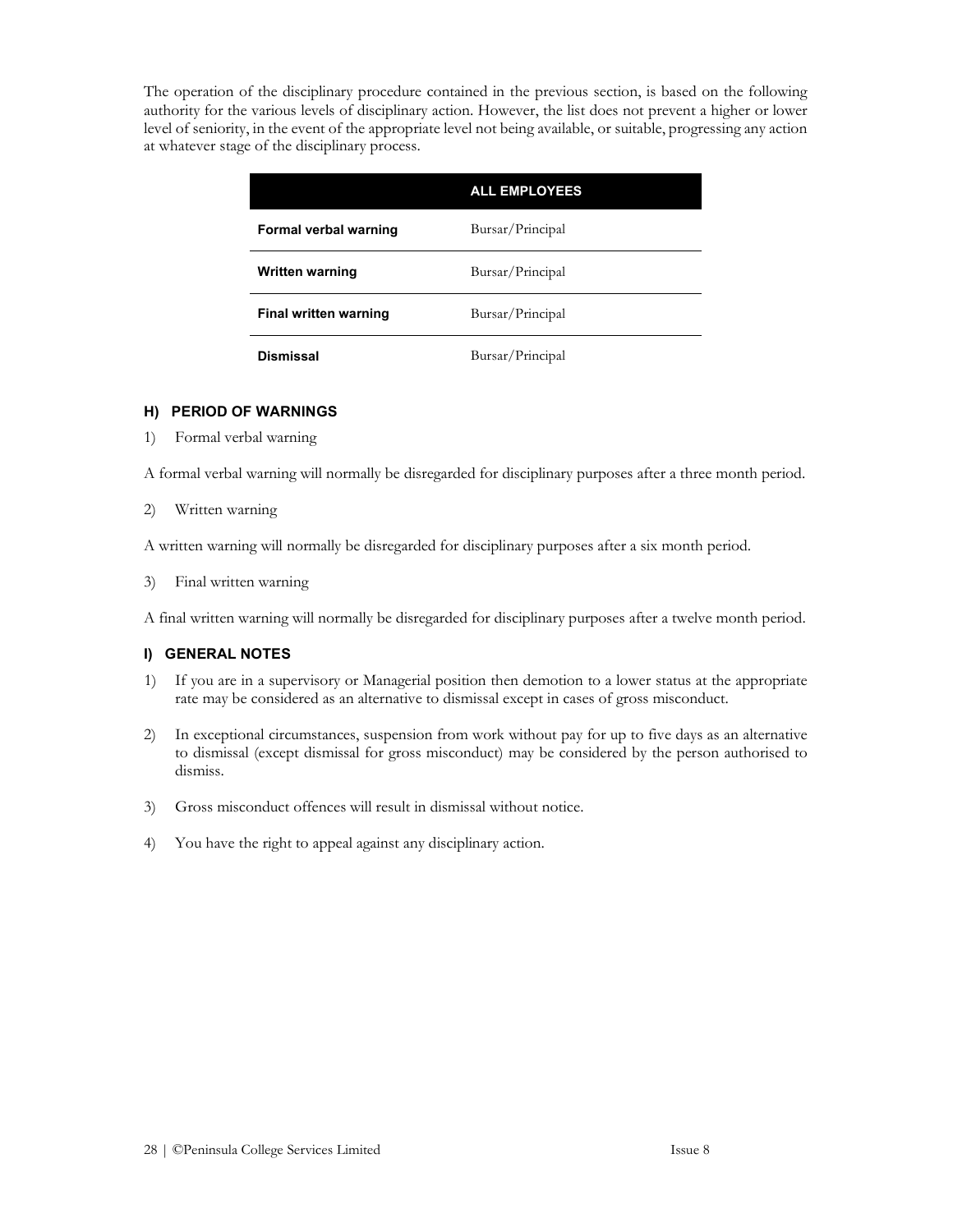The operation of the disciplinary procedure contained in the previous section, is based on the following authority for the various levels of disciplinary action. However, the list does not prevent a higher or lower level of seniority, in the event of the appropriate level not being available, or suitable, progressing any action at whatever stage of the disciplinary process.

| | ALL EMPLOYEES |
|---|---|
| **Formal verbal warning** | Bursar/Principal |
| **Written warning** | Bursar/Principal |
| **Final written warning** | Bursar/Principal |
| **Dismissal** | Bursar/Principal |

### H) PERIOD OF WARNINGS

1) Formal verbal warning

A formal verbal warning will normally be disregarded for disciplinary purposes after a three month period.

2) Written warning

A written warning will normally be disregarded for disciplinary purposes after a six month period.

3) Final written warning

A final written warning will normally be disregarded for disciplinary purposes after a twelve month period.

### I) GENERAL NOTES

1) If you are in a supervisory or Managerial position then demotion to a lower status at the appropriate rate may be considered as an alternative to dismissal except in cases of gross misconduct.

2) In exceptional circumstances, suspension from work without pay for up to five days as an alternative to dismissal (except dismissal for gross misconduct) may be considered by the person authorised to dismiss.

3) Gross misconduct offences will result in dismissal without notice.

4) You have the right to appeal against any disciplinary action.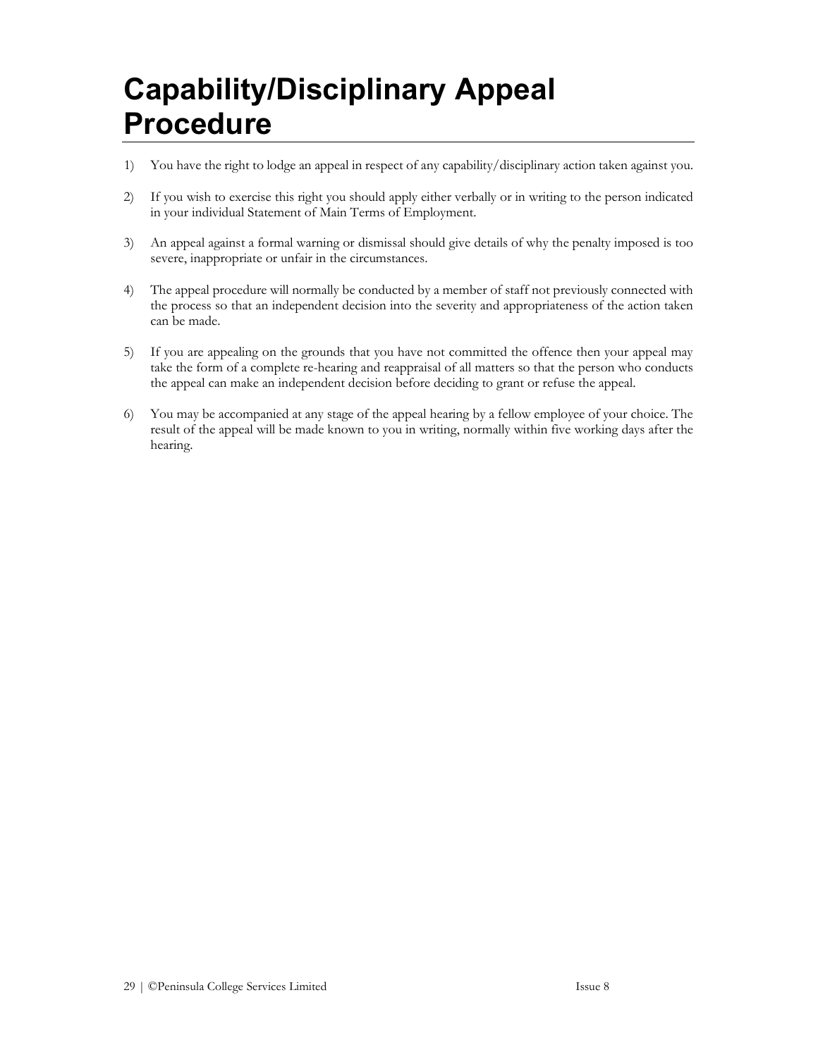# Capability/Disciplinary Appeal Procedure

1) You have the right to lodge an appeal in respect of any capability/disciplinary action taken against you.

2) If you wish to exercise this right you should apply either verbally or in writing to the person indicated in your individual Statement of Main Terms of Employment.

3) An appeal against a formal warning or dismissal should give details of why the penalty imposed is too severe, inappropriate or unfair in the circumstances.

4) The appeal procedure will normally be conducted by a member of staff not previously connected with the process so that an independent decision into the severity and appropriateness of the action taken can be made.

5) If you are appealing on the grounds that you have not committed the offence then your appeal may take the form of a complete re-hearing and reappraisal of all matters so that the person who conducts the appeal can make an independent decision before deciding to grant or refuse the appeal.

6) You may be accompanied at any stage of the appeal hearing by a fellow employee of your choice. The result of the appeal will be made known to you in writing, normally within five working days after the hearing.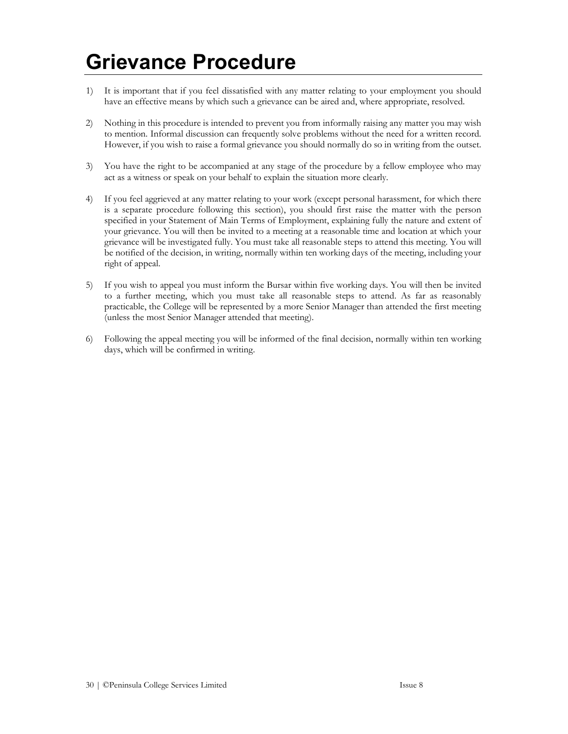# Grievance Procedure

1) It is important that if you feel dissatisfied with any matter relating to your employment you should have an effective means by which such a grievance can be aired and, where appropriate, resolved.

2) Nothing in this procedure is intended to prevent you from informally raising any matter you may wish to mention. Informal discussion can frequently solve problems without the need for a written record. However, if you wish to raise a formal grievance you should normally do so in writing from the outset.

3) You have the right to be accompanied at any stage of the procedure by a fellow employee who may act as a witness or speak on your behalf to explain the situation more clearly.

4) If you feel aggrieved at any matter relating to your work (except personal harassment, for which there is a separate procedure following this section), you should first raise the matter with the person specified in your Statement of Main Terms of Employment, explaining fully the nature and extent of your grievance. You will then be invited to a meeting at a reasonable time and location at which your grievance will be investigated fully. You must take all reasonable steps to attend this meeting. You will be notified of the decision, in writing, normally within ten working days of the meeting, including your right of appeal.

5) If you wish to appeal you must inform the Bursar within five working days. You will then be invited to a further meeting, which you must take all reasonable steps to attend. As far as reasonably practicable, the College will be represented by a more Senior Manager than attended the first meeting (unless the most Senior Manager attended that meeting).

6) Following the appeal meeting you will be informed of the final decision, normally within ten working days, which will be confirmed in writing.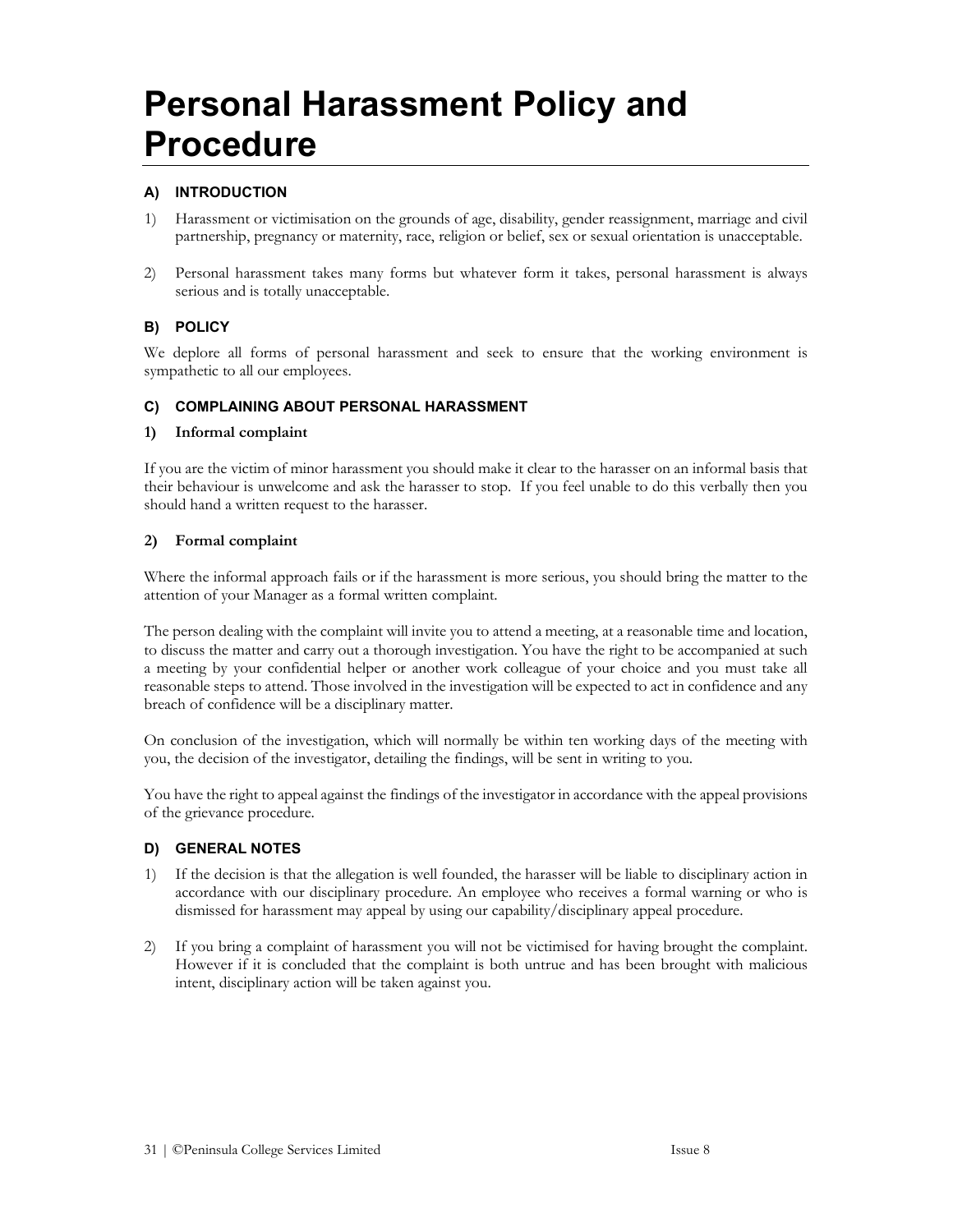# Personal Harassment Policy and Procedure

### A) INTRODUCTION

1) Harassment or victimisation on the grounds of age, disability, gender reassignment, marriage and civil partnership, pregnancy or maternity, race, religion or belief, sex or sexual orientation is unacceptable.

2) Personal harassment takes many forms but whatever form it takes, personal harassment is always serious and is totally unacceptable.

### B) POLICY

We deplore all forms of personal harassment and seek to ensure that the working environment is sympathetic to all our employees.

### C) COMPLAINING ABOUT PERSONAL HARASSMENT

#### 1) Informal complaint

If you are the victim of minor harassment you should make it clear to the harasser on an informal basis that their behaviour is unwelcome and ask the harasser to stop. If you feel unable to do this verbally then you should hand a written request to the harasser.

#### 2) Formal complaint

Where the informal approach fails or if the harassment is more serious, you should bring the matter to the attention of your Manager as a formal written complaint.

The person dealing with the complaint will invite you to attend a meeting, at a reasonable time and location, to discuss the matter and carry out a thorough investigation. You have the right to be accompanied at such a meeting by your confidential helper or another work colleague of your choice and you must take all reasonable steps to attend. Those involved in the investigation will be expected to act in confidence and any breach of confidence will be a disciplinary matter.

On conclusion of the investigation, which will normally be within ten working days of the meeting with you, the decision of the investigator, detailing the findings, will be sent in writing to you.

You have the right to appeal against the findings of the investigator in accordance with the appeal provisions of the grievance procedure.

### D) GENERAL NOTES

1) If the decision is that the allegation is well founded, the harasser will be liable to disciplinary action in accordance with our disciplinary procedure. An employee who receives a formal warning or who is dismissed for harassment may appeal by using our capability/disciplinary appeal procedure.

2) If you bring a complaint of harassment you will not be victimised for having brought the complaint. However if it is concluded that the complaint is both untrue and has been brought with malicious intent, disciplinary action will be taken against you.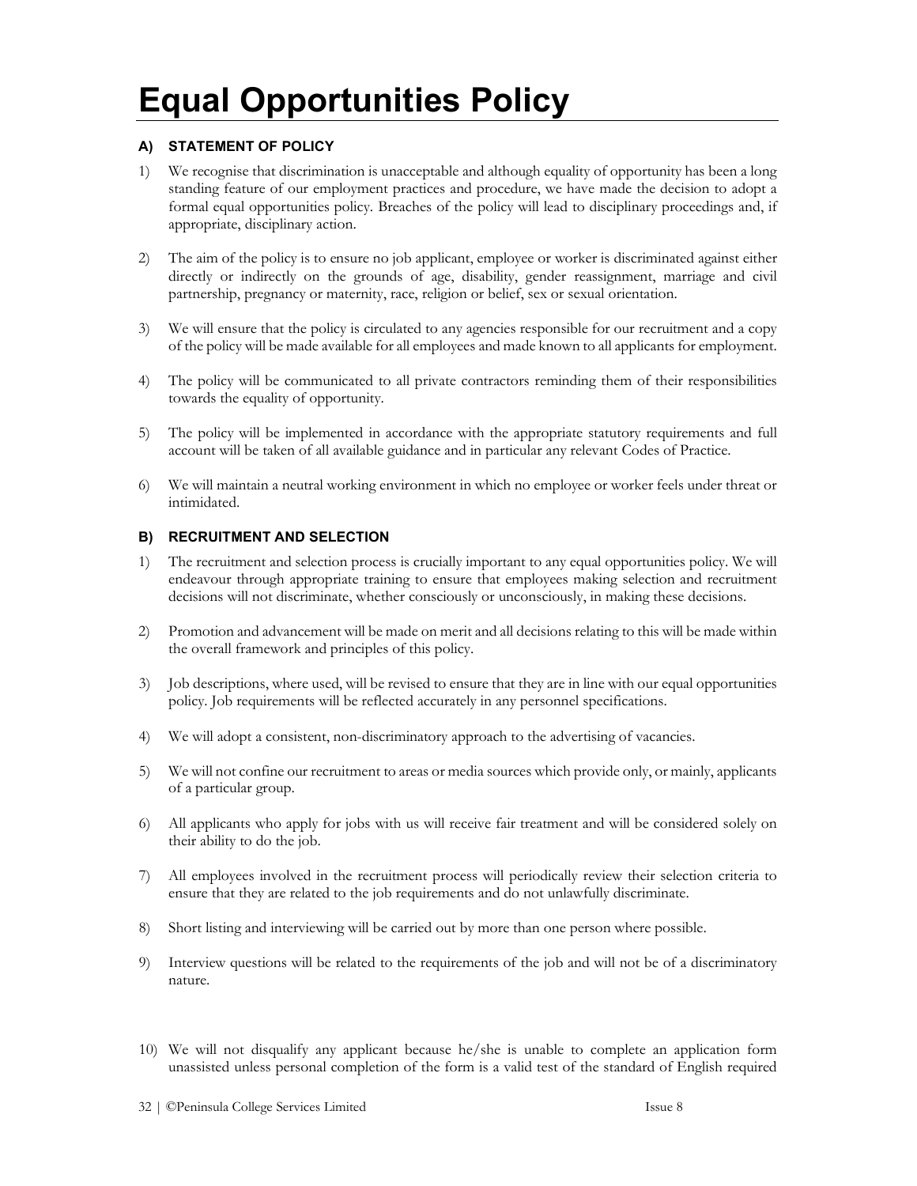# Equal Opportunities Policy

### A) STATEMENT OF POLICY

1) We recognise that discrimination is unacceptable and although equality of opportunity has been a long standing feature of our employment practices and procedure, we have made the decision to adopt a formal equal opportunities policy. Breaches of the policy will lead to disciplinary proceedings and, if appropriate, disciplinary action.

2) The aim of the policy is to ensure no job applicant, employee or worker is discriminated against either directly or indirectly on the grounds of age, disability, gender reassignment, marriage and civil partnership, pregnancy or maternity, race, religion or belief, sex or sexual orientation.

3) We will ensure that the policy is circulated to any agencies responsible for our recruitment and a copy of the policy will be made available for all employees and made known to all applicants for employment.

4) The policy will be communicated to all private contractors reminding them of their responsibilities towards the equality of opportunity.

5) The policy will be implemented in accordance with the appropriate statutory requirements and full account will be taken of all available guidance and in particular any relevant Codes of Practice.

6) We will maintain a neutral working environment in which no employee or worker feels under threat or intimidated.

### B) RECRUITMENT AND SELECTION

1) The recruitment and selection process is crucially important to any equal opportunities policy. We will endeavour through appropriate training to ensure that employees making selection and recruitment decisions will not discriminate, whether consciously or unconsciously, in making these decisions.

2) Promotion and advancement will be made on merit and all decisions relating to this will be made within the overall framework and principles of this policy.

3) Job descriptions, where used, will be revised to ensure that they are in line with our equal opportunities policy. Job requirements will be reflected accurately in any personnel specifications.

4) We will adopt a consistent, non-discriminatory approach to the advertising of vacancies.

5) We will not confine our recruitment to areas or media sources which provide only, or mainly, applicants of a particular group.

6) All applicants who apply for jobs with us will receive fair treatment and will be considered solely on their ability to do the job.

7) All employees involved in the recruitment process will periodically review their selection criteria to ensure that they are related to the job requirements and do not unlawfully discriminate.

8) Short listing and interviewing will be carried out by more than one person where possible.

9) Interview questions will be related to the requirements of the job and will not be of a discriminatory nature.

10) We will not disqualify any applicant because he/she is unable to complete an application form unassisted unless personal completion of the form is a valid test of the standard of English required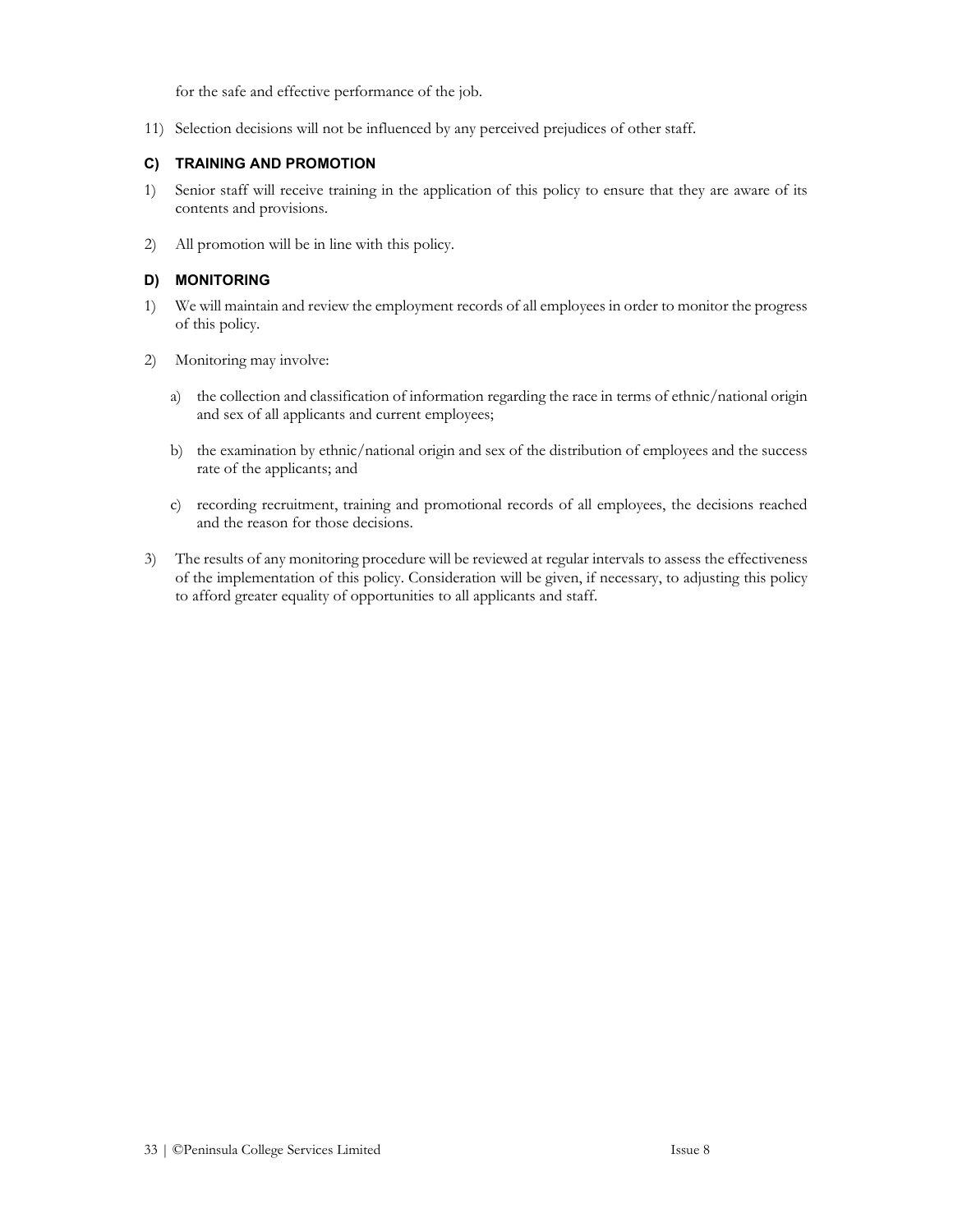for the safe and effective performance of the job.

11) Selection decisions will not be influenced by any perceived prejudices of other staff.

### C) TRAINING AND PROMOTION

1) Senior staff will receive training in the application of this policy to ensure that they are aware of its contents and provisions.

2) All promotion will be in line with this policy.

### D) MONITORING

1) We will maintain and review the employment records of all employees in order to monitor the progress of this policy.

2) Monitoring may involve:

   a) the collection and classification of information regarding the race in terms of ethnic/national origin and sex of all applicants and current employees;

   b) the examination by ethnic/national origin and sex of the distribution of employees and the success rate of the applicants; and

   c) recording recruitment, training and promotional records of all employees, the decisions reached and the reason for those decisions.

3) The results of any monitoring procedure will be reviewed at regular intervals to assess the effectiveness of the implementation of this policy. Consideration will be given, if necessary, to adjusting this policy to afford greater equality of opportunities to all applicants and staff.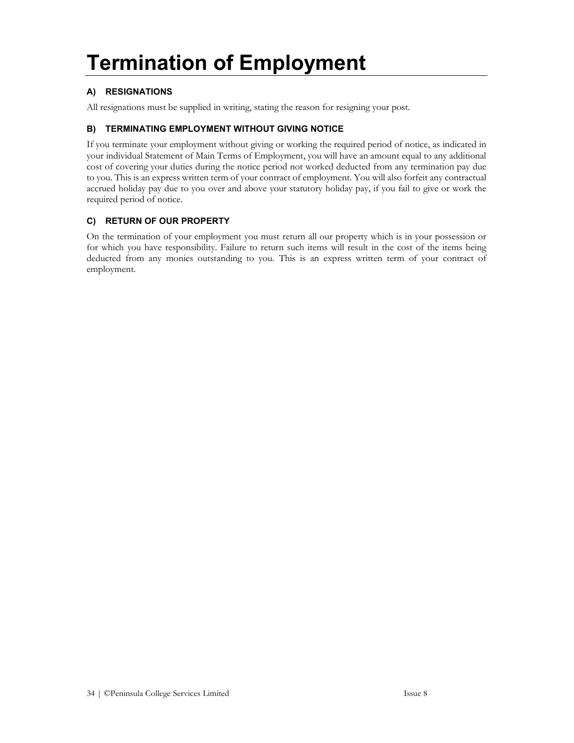# Termination of Employment

### A) RESIGNATIONS

All resignations must be supplied in writing, stating the reason for resigning your post.

### B) TERMINATING EMPLOYMENT WITHOUT GIVING NOTICE

If you terminate your employment without giving or working the required period of notice, as indicated in your individual Statement of Main Terms of Employment, you will have an amount equal to any additional cost of covering your duties during the notice period not worked deducted from any termination pay due to you. This is an express written term of your contract of employment. You will also forfeit any contractual accrued holiday pay due to you over and above your statutory holiday pay, if you fail to give or work the required period of notice.

### C) RETURN OF OUR PROPERTY

On the termination of your employment you must return all our property which is in your possession or for which you have responsibility. Failure to return such items will result in the cost of the items being deducted from any monies outstanding to you. This is an express written term of your contract of employment.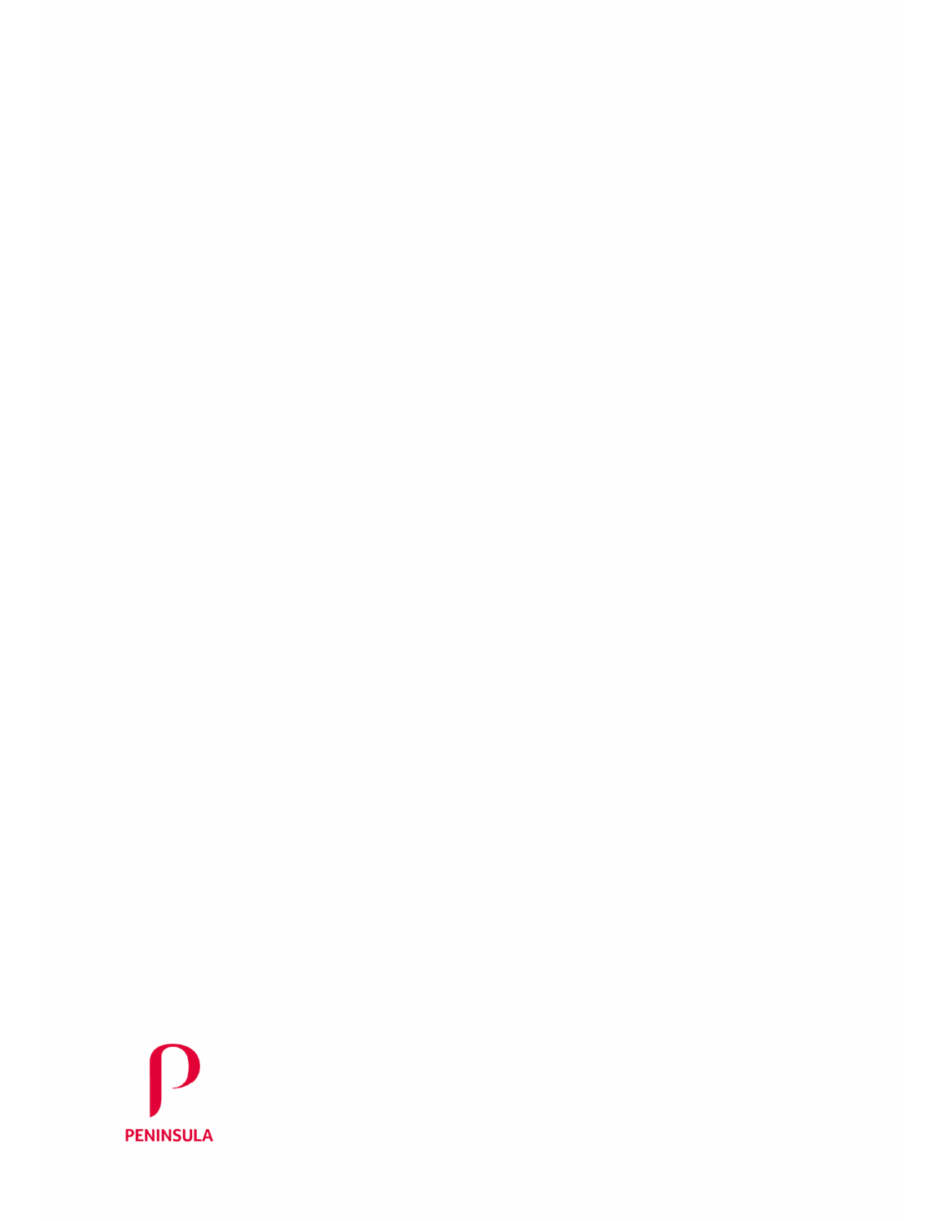PENINSULA